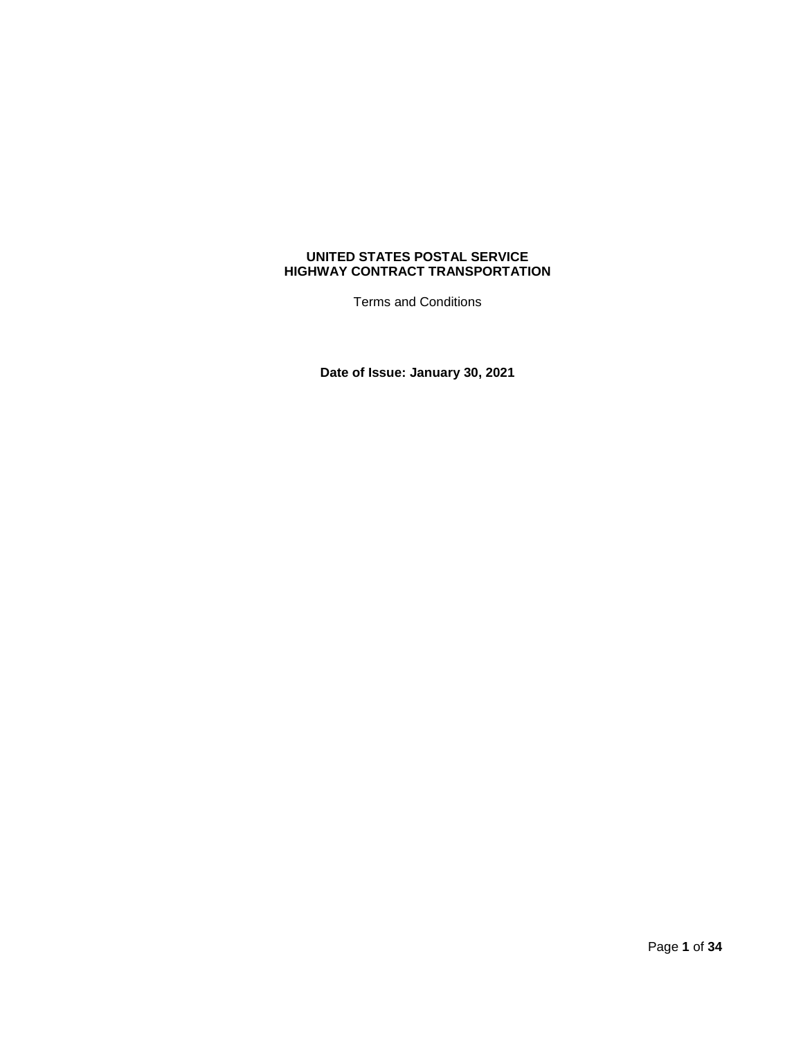# UNITED STATES POSTAL SERVICE
# HIGHWAY CONTRACT TRANSPORTATION

Terms and Conditions

**Date of Issue: January 30, 2021**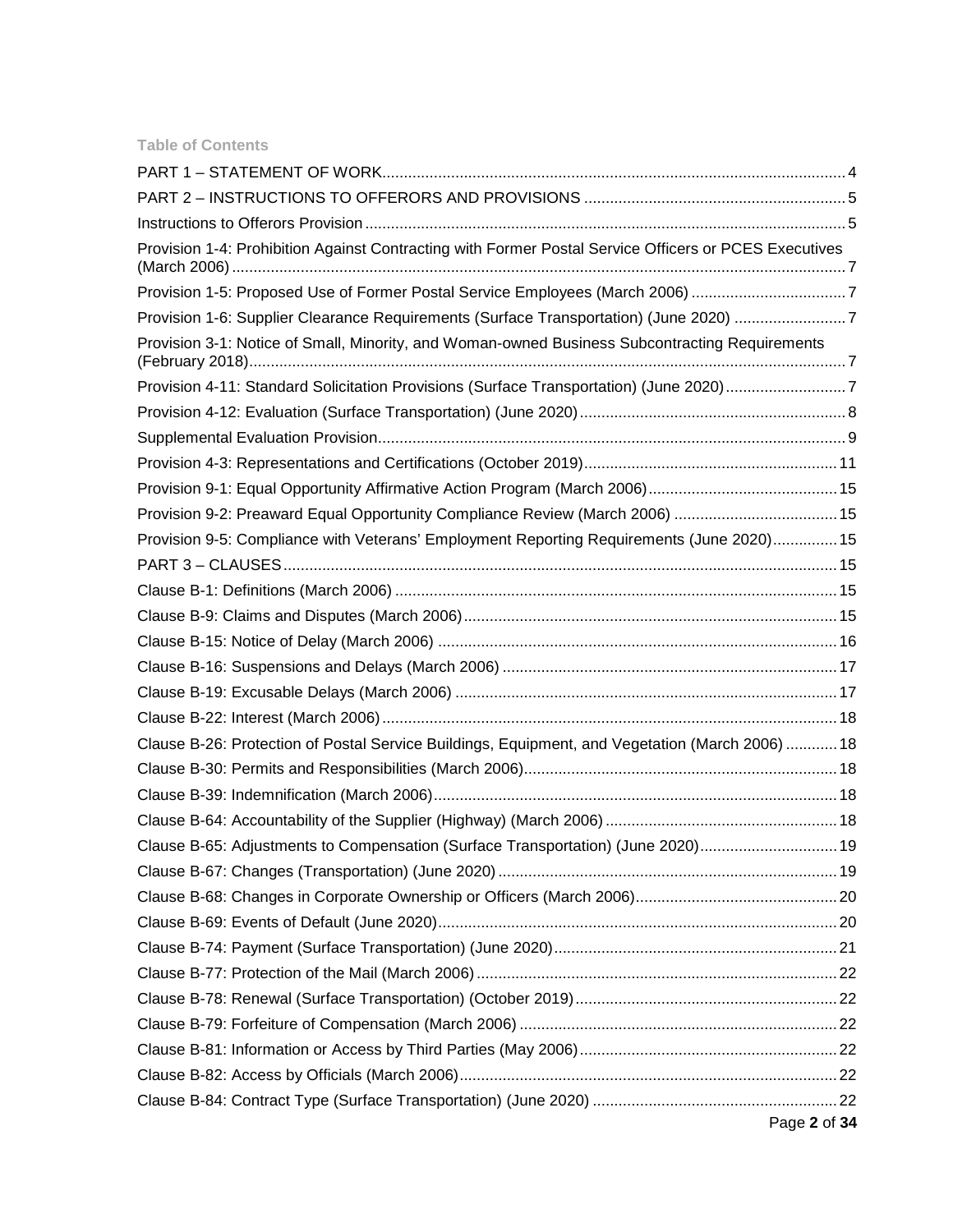**Table of Contents**

PART 1 – STATEMENT OF WORK .......... 4

PART 2 – INSTRUCTIONS TO OFFERORS AND PROVISIONS .......... 5

Instructions to Offerors Provision .......... 5

Provision 1-4: Prohibition Against Contracting with Former Postal Service Officers or PCES Executives (March 2006) .......... 7

Provision 1-5: Proposed Use of Former Postal Service Employees (March 2006) .......... 7

Provision 1-6: Supplier Clearance Requirements (Surface Transportation) (June 2020) .......... 7

Provision 3-1: Notice of Small, Minority, and Woman-owned Business Subcontracting Requirements (February 2018) .......... 7

Provision 4-11: Standard Solicitation Provisions (Surface Transportation) (June 2020) .......... 7

Provision 4-12: Evaluation (Surface Transportation) (June 2020) .......... 8

Supplemental Evaluation Provision .......... 9

Provision 4-3: Representations and Certifications (October 2019) .......... 11

Provision 9-1: Equal Opportunity Affirmative Action Program (March 2006) .......... 15

Provision 9-2: Preaward Equal Opportunity Compliance Review (March 2006) .......... 15

Provision 9-5: Compliance with Veterans' Employment Reporting Requirements (June 2020) .......... 15

PART 3 – CLAUSES .......... 15

Clause B-1: Definitions (March 2006) .......... 15

Clause B-9: Claims and Disputes (March 2006) .......... 15

Clause B-15: Notice of Delay (March 2006) .......... 16

Clause B-16: Suspensions and Delays (March 2006) .......... 17

Clause B-19: Excusable Delays (March 2006) .......... 17

Clause B-22: Interest (March 2006) .......... 18

Clause B-26: Protection of Postal Service Buildings, Equipment, and Vegetation (March 2006) .......... 18

Clause B-30: Permits and Responsibilities (March 2006) .......... 18

Clause B-39: Indemnification (March 2006) .......... 18

Clause B-64: Accountability of the Supplier (Highway) (March 2006) .......... 18

Clause B-65: Adjustments to Compensation (Surface Transportation) (June 2020) .......... 19

Clause B-67: Changes (Transportation) (June 2020) .......... 19

Clause B-68: Changes in Corporate Ownership or Officers (March 2006) .......... 20

Clause B-69: Events of Default (June 2020) .......... 20

Clause B-74: Payment (Surface Transportation) (June 2020) .......... 21

Clause B-77: Protection of the Mail (March 2006) .......... 22

Clause B-78: Renewal (Surface Transportation) (October 2019) .......... 22

Clause B-79: Forfeiture of Compensation (March 2006) .......... 22

Clause B-81: Information or Access by Third Parties (May 2006) .......... 22

Clause B-82: Access by Officials (March 2006) .......... 22

Clause B-84: Contract Type (Surface Transportation) (June 2020) .......... 22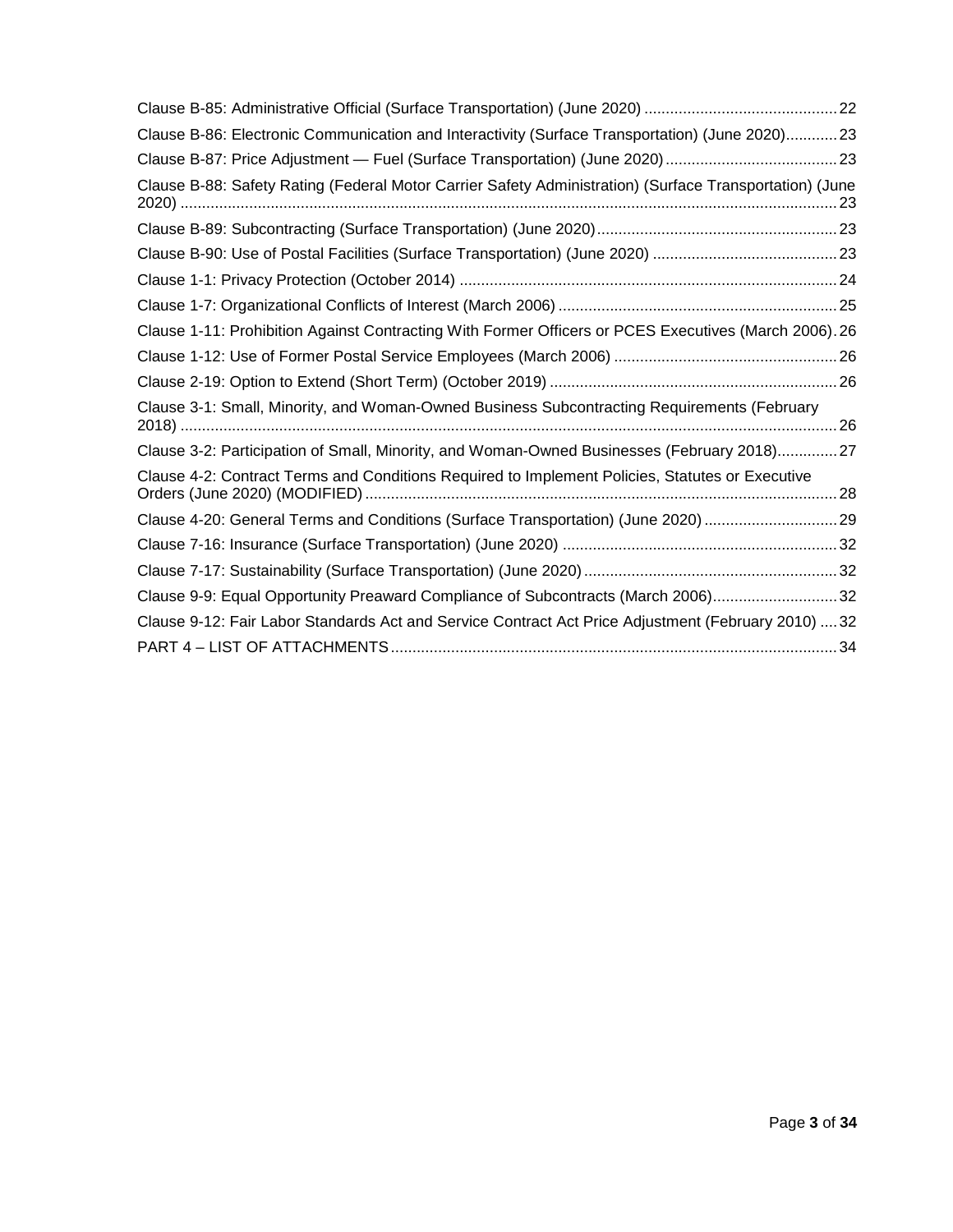Clause B-85: Administrative Official (Surface Transportation) (June 2020) .......... 22
Clause B-86: Electronic Communication and Interactivity (Surface Transportation) (June 2020).......... 23
Clause B-87: Price Adjustment — Fuel (Surface Transportation) (June 2020) .......... 23
Clause B-88: Safety Rating (Federal Motor Carrier Safety Administration) (Surface Transportation) (June 2020) .......... 23
Clause B-89: Subcontracting (Surface Transportation) (June 2020) .......... 23
Clause B-90: Use of Postal Facilities (Surface Transportation) (June 2020) .......... 23
Clause 1-1: Privacy Protection (October 2014) .......... 24
Clause 1-7: Organizational Conflicts of Interest (March 2006) .......... 25
Clause 1-11: Prohibition Against Contracting With Former Officers or PCES Executives (March 2006). 26
Clause 1-12: Use of Former Postal Service Employees (March 2006) .......... 26
Clause 2-19: Option to Extend (Short Term) (October 2019) .......... 26
Clause 3-1: Small, Minority, and Woman-Owned Business Subcontracting Requirements (February 2018) .......... 26
Clause 3-2: Participation of Small, Minority, and Woman-Owned Businesses (February 2018).......... 27
Clause 4-2: Contract Terms and Conditions Required to Implement Policies, Statutes or Executive Orders (June 2020) (MODIFIED) .......... 28
Clause 4-20: General Terms and Conditions (Surface Transportation) (June 2020) .......... 29
Clause 7-16: Insurance (Surface Transportation) (June 2020) .......... 32
Clause 7-17: Sustainability (Surface Transportation) (June 2020) .......... 32
Clause 9-9: Equal Opportunity Preaward Compliance of Subcontracts (March 2006).......... 32
Clause 9-12: Fair Labor Standards Act and Service Contract Act Price Adjustment (February 2010) .... 32
PART 4 – LIST OF ATTACHMENTS .......... 34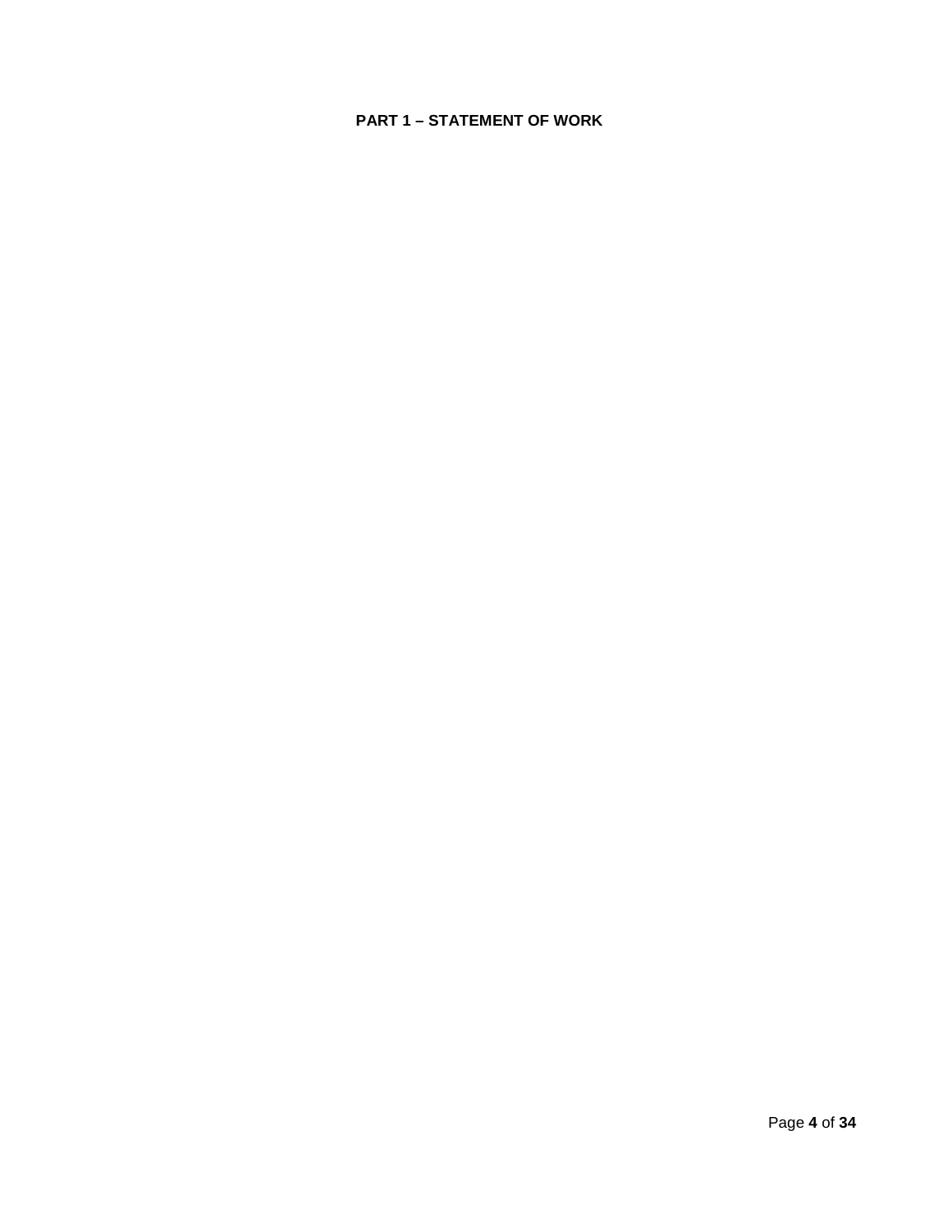# PART 1 – STATEMENT OF WORK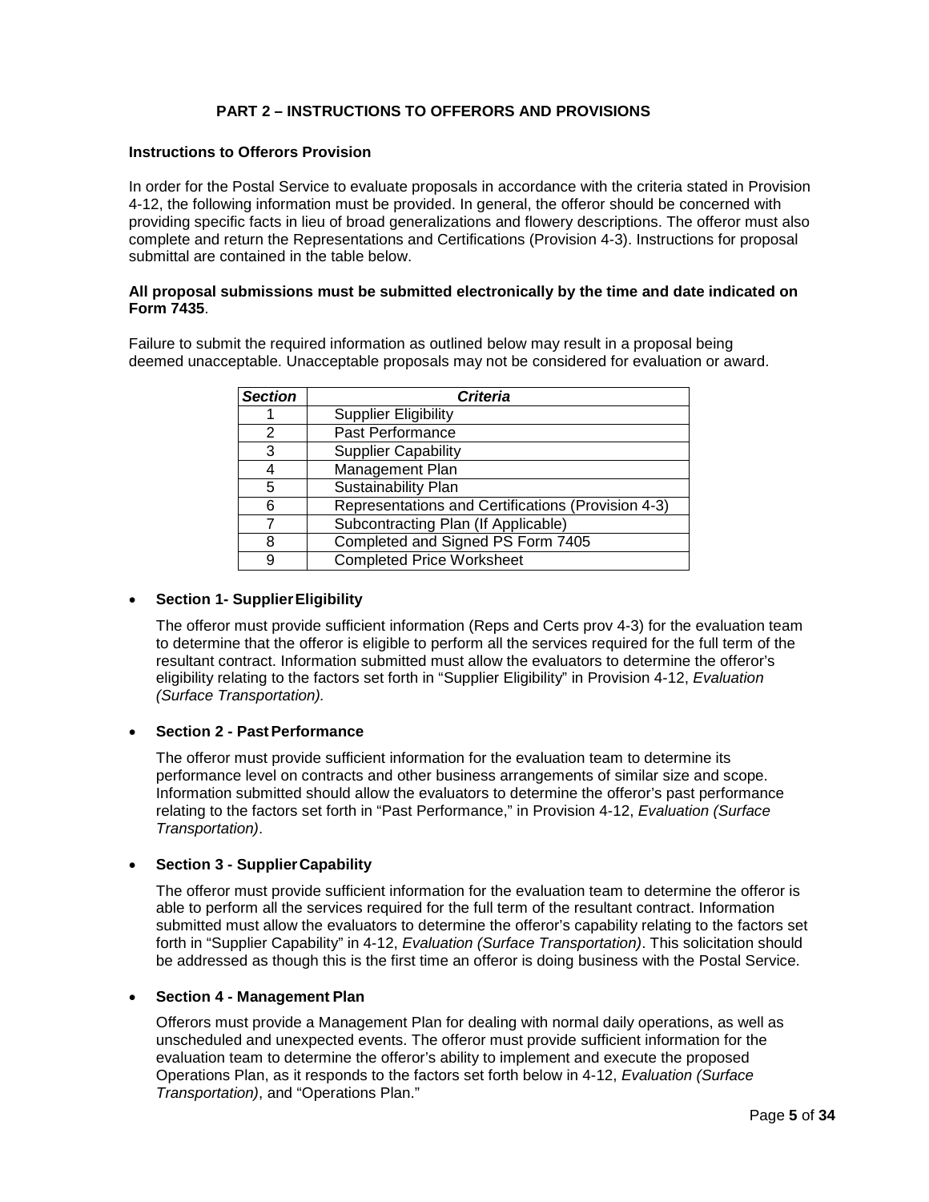## PART 2 – INSTRUCTIONS TO OFFERORS AND PROVISIONS

### Instructions to Offerors Provision

In order for the Postal Service to evaluate proposals in accordance with the criteria stated in Provision 4-12, the following information must be provided. In general, the offeror should be concerned with providing specific facts in lieu of broad generalizations and flowery descriptions. The offeror must also complete and return the Representations and Certifications (Provision 4-3). Instructions for proposal submittal are contained in the table below.

**All proposal submissions must be submitted electronically by the time and date indicated on Form 7435**.

Failure to submit the required information as outlined below may result in a proposal being deemed unacceptable. Unacceptable proposals may not be considered for evaluation or award.

| *Section* | *Criteria* |
|---|---|
| 1 | Supplier Eligibility |
| 2 | Past Performance |
| 3 | Supplier Capability |
| 4 | Management Plan |
| 5 | Sustainability Plan |
| 6 | Representations and Certifications (Provision 4-3) |
| 7 | Subcontracting Plan (If Applicable) |
| 8 | Completed and Signed PS Form 7405 |
| 9 | Completed Price Worksheet |

- **Section 1- Supplier Eligibility**

  The offeror must provide sufficient information (Reps and Certs prov 4-3) for the evaluation team to determine that the offeror is eligible to perform all the services required for the full term of the resultant contract. Information submitted must allow the evaluators to determine the offeror's eligibility relating to the factors set forth in "Supplier Eligibility" in Provision 4-12, *Evaluation (Surface Transportation).*

- **Section 2 - Past Performance**

  The offeror must provide sufficient information for the evaluation team to determine its performance level on contracts and other business arrangements of similar size and scope. Information submitted should allow the evaluators to determine the offeror's past performance relating to the factors set forth in "Past Performance," in Provision 4-12, *Evaluation (Surface Transportation)*.

- **Section 3 - Supplier Capability**

  The offeror must provide sufficient information for the evaluation team to determine the offeror is able to perform all the services required for the full term of the resultant contract. Information submitted must allow the evaluators to determine the offeror's capability relating to the factors set forth in "Supplier Capability" in 4-12, *Evaluation (Surface Transportation)*. This solicitation should be addressed as though this is the first time an offeror is doing business with the Postal Service.

- **Section 4 - Management Plan**

  Offerors must provide a Management Plan for dealing with normal daily operations, as well as unscheduled and unexpected events. The offeror must provide sufficient information for the evaluation team to determine the offeror's ability to implement and execute the proposed Operations Plan, as it responds to the factors set forth below in 4-12, *Evaluation (Surface Transportation)*, and "Operations Plan."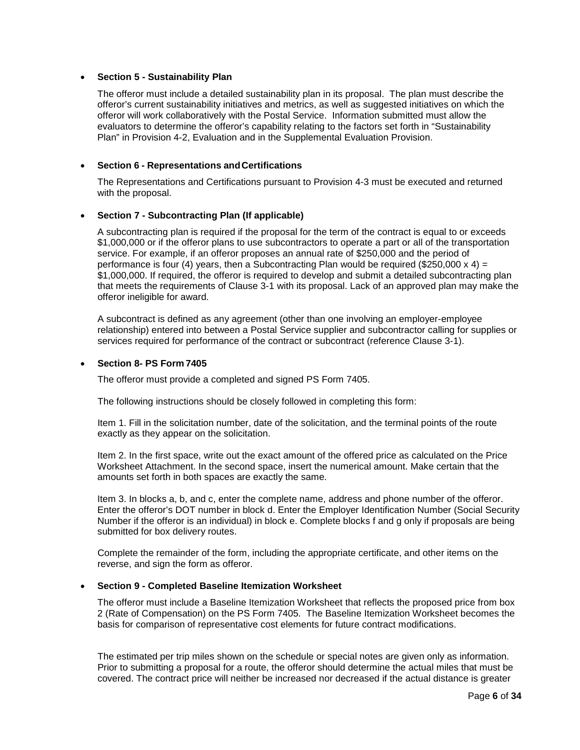- **Section 5 - Sustainability Plan**

  The offeror must include a detailed sustainability plan in its proposal. The plan must describe the offeror's current sustainability initiatives and metrics, as well as suggested initiatives on which the offeror will work collaboratively with the Postal Service. Information submitted must allow the evaluators to determine the offeror's capability relating to the factors set forth in "Sustainability Plan" in Provision 4-2, Evaluation and in the Supplemental Evaluation Provision.

- **Section 6 - Representations and Certifications**

  The Representations and Certifications pursuant to Provision 4-3 must be executed and returned with the proposal.

- **Section 7 - Subcontracting Plan (If applicable)**

  A subcontracting plan is required if the proposal for the term of the contract is equal to or exceeds $1,000,000 or if the offeror plans to use subcontractors to operate a part or all of the transportation service. For example, if an offeror proposes an annual rate of $250,000 and the period of performance is four (4) years, then a Subcontracting Plan would be required ($250,000 x 4) = $1,000,000. If required, the offeror is required to develop and submit a detailed subcontracting plan that meets the requirements of Clause 3-1 with its proposal. Lack of an approved plan may make the offeror ineligible for award.

  A subcontract is defined as any agreement (other than one involving an employer-employee relationship) entered into between a Postal Service supplier and subcontractor calling for supplies or services required for performance of the contract or subcontract (reference Clause 3-1).

- **Section 8- PS Form 7405**

  The offeror must provide a completed and signed PS Form 7405.

  The following instructions should be closely followed in completing this form:

  Item 1. Fill in the solicitation number, date of the solicitation, and the terminal points of the route exactly as they appear on the solicitation.

  Item 2. In the first space, write out the exact amount of the offered price as calculated on the Price Worksheet Attachment. In the second space, insert the numerical amount. Make certain that the amounts set forth in both spaces are exactly the same.

  Item 3. In blocks a, b, and c, enter the complete name, address and phone number of the offeror. Enter the offeror's DOT number in block d. Enter the Employer Identification Number (Social Security Number if the offeror is an individual) in block e. Complete blocks f and g only if proposals are being submitted for box delivery routes.

  Complete the remainder of the form, including the appropriate certificate, and other items on the reverse, and sign the form as offeror.

- **Section 9 - Completed Baseline Itemization Worksheet**

  The offeror must include a Baseline Itemization Worksheet that reflects the proposed price from box 2 (Rate of Compensation) on the PS Form 7405. The Baseline Itemization Worksheet becomes the basis for comparison of representative cost elements for future contract modifications.

  The estimated per trip miles shown on the schedule or special notes are given only as information. Prior to submitting a proposal for a route, the offeror should determine the actual miles that must be covered. The contract price will neither be increased nor decreased if the actual distance is greater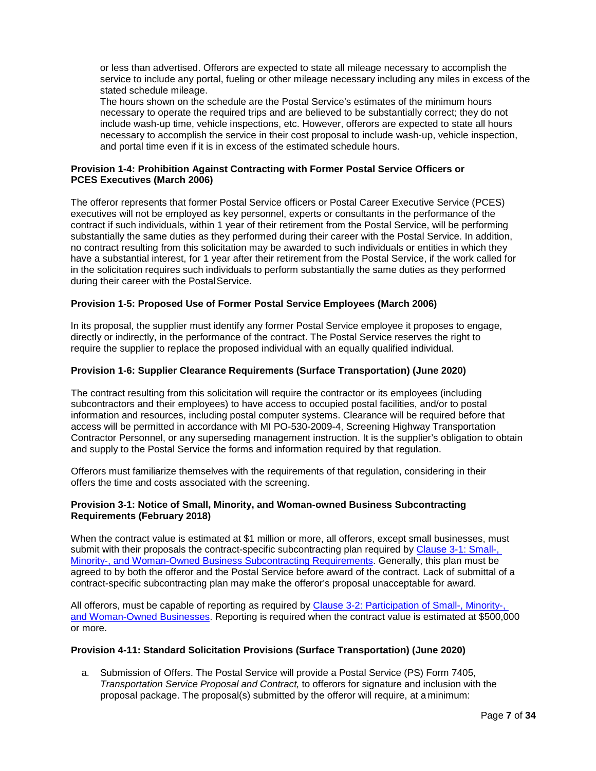or less than advertised. Offerors are expected to state all mileage necessary to accomplish the service to include any portal, fueling or other mileage necessary including any miles in excess of the stated schedule mileage.

The hours shown on the schedule are the Postal Service's estimates of the minimum hours necessary to operate the required trips and are believed to be substantially correct; they do not include wash-up time, vehicle inspections, etc. However, offerors are expected to state all hours necessary to accomplish the service in their cost proposal to include wash-up, vehicle inspection, and portal time even if it is in excess of the estimated schedule hours.

**Provision 1-4: Prohibition Against Contracting with Former Postal Service Officers or PCES Executives (March 2006)**

The offeror represents that former Postal Service officers or Postal Career Executive Service (PCES) executives will not be employed as key personnel, experts or consultants in the performance of the contract if such individuals, within 1 year of their retirement from the Postal Service, will be performing substantially the same duties as they performed during their career with the Postal Service. In addition, no contract resulting from this solicitation may be awarded to such individuals or entities in which they have a substantial interest, for 1 year after their retirement from the Postal Service, if the work called for in the solicitation requires such individuals to perform substantially the same duties as they performed during their career with the Postal Service.

**Provision 1-5: Proposed Use of Former Postal Service Employees (March 2006)**

In its proposal, the supplier must identify any former Postal Service employee it proposes to engage, directly or indirectly, in the performance of the contract. The Postal Service reserves the right to require the supplier to replace the proposed individual with an equally qualified individual.

**Provision 1-6: Supplier Clearance Requirements (Surface Transportation) (June 2020)**

The contract resulting from this solicitation will require the contractor or its employees (including subcontractors and their employees) to have access to occupied postal facilities, and/or to postal information and resources, including postal computer systems. Clearance will be required before that access will be permitted in accordance with MI PO-530-2009-4, Screening Highway Transportation Contractor Personnel, or any superseding management instruction. It is the supplier's obligation to obtain and supply to the Postal Service the forms and information required by that regulation.

Offerors must familiarize themselves with the requirements of that regulation, considering in their offers the time and costs associated with the screening.

**Provision 3-1: Notice of Small, Minority, and Woman-owned Business Subcontracting Requirements (February 2018)**

When the contract value is estimated at $1 million or more, all offerors, except small businesses, must submit with their proposals the contract-specific subcontracting plan required by Clause 3-1: Small-, Minority-, and Woman-Owned Business Subcontracting Requirements. Generally, this plan must be agreed to by both the offeror and the Postal Service before award of the contract. Lack of submittal of a contract-specific subcontracting plan may make the offeror's proposal unacceptable for award.

All offerors, must be capable of reporting as required by Clause 3-2: Participation of Small-, Minority-, and Woman-Owned Businesses. Reporting is required when the contract value is estimated at $500,000 or more.

**Provision 4-11: Standard Solicitation Provisions (Surface Transportation) (June 2020)**

a. Submission of Offers. The Postal Service will provide a Postal Service (PS) Form 7405, *Transportation Service Proposal and Contract,* to offerors for signature and inclusion with the proposal package. The proposal(s) submitted by the offeror will require, at a minimum: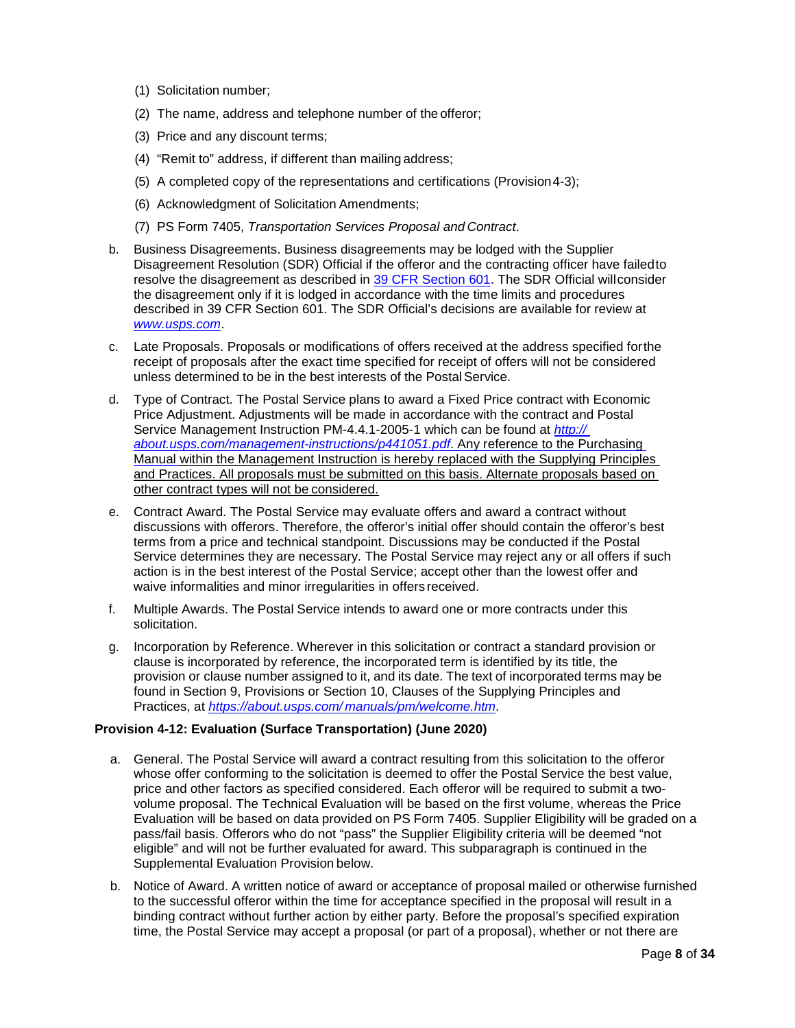(1) Solicitation number;

(2) The name, address and telephone number of the offeror;

(3) Price and any discount terms;

(4) "Remit to" address, if different than mailing address;

(5) A completed copy of the representations and certifications (Provision 4-3);

(6) Acknowledgment of Solicitation Amendments;

(7) PS Form 7405, *Transportation Services Proposal and Contract*.

b. Business Disagreements. Business disagreements may be lodged with the Supplier Disagreement Resolution (SDR) Official if the offeror and the contracting officer have failed to resolve the disagreement as described in 39 CFR Section 601. The SDR Official will consider the disagreement only if it is lodged in accordance with the time limits and procedures described in 39 CFR Section 601. The SDR Official's decisions are available for review at *www.usps.com*.

c. Late Proposals. Proposals or modifications of offers received at the address specified for the receipt of proposals after the exact time specified for receipt of offers will not be considered unless determined to be in the best interests of the Postal Service.

d. Type of Contract. The Postal Service plans to award a Fixed Price contract with Economic Price Adjustment. Adjustments will be made in accordance with the contract and Postal Service Management Instruction PM-4.4.1-2005-1 which can be found at *http:// about.usps.com/management-instructions/p441051.pdf*. Any reference to the Purchasing Manual within the Management Instruction is hereby replaced with the Supplying Principles and Practices. All proposals must be submitted on this basis. Alternate proposals based on other contract types will not be considered.

e. Contract Award. The Postal Service may evaluate offers and award a contract without discussions with offerors. Therefore, the offeror's initial offer should contain the offeror's best terms from a price and technical standpoint. Discussions may be conducted if the Postal Service determines they are necessary. The Postal Service may reject any or all offers if such action is in the best interest of the Postal Service; accept other than the lowest offer and waive informalities and minor irregularities in offers received.

f. Multiple Awards. The Postal Service intends to award one or more contracts under this solicitation.

g. Incorporation by Reference. Wherever in this solicitation or contract a standard provision or clause is incorporated by reference, the incorporated term is identified by its title, the provision or clause number assigned to it, and its date. The text of incorporated terms may be found in Section 9, Provisions or Section 10, Clauses of the Supplying Principles and Practices, at *https://about.usps.com/ manuals/pm/welcome.htm*.

**Provision 4-12: Evaluation (Surface Transportation) (June 2020)**

a. General. The Postal Service will award a contract resulting from this solicitation to the offeror whose offer conforming to the solicitation is deemed to offer the Postal Service the best value, price and other factors as specified considered. Each offeror will be required to submit a two-volume proposal. The Technical Evaluation will be based on the first volume, whereas the Price Evaluation will be based on data provided on PS Form 7405. Supplier Eligibility will be graded on a pass/fail basis. Offerors who do not "pass" the Supplier Eligibility criteria will be deemed "not eligible" and will not be further evaluated for award. This subparagraph is continued in the Supplemental Evaluation Provision below.

b. Notice of Award. A written notice of award or acceptance of proposal mailed or otherwise furnished to the successful offeror within the time for acceptance specified in the proposal will result in a binding contract without further action by either party. Before the proposal's specified expiration time, the Postal Service may accept a proposal (or part of a proposal), whether or not there are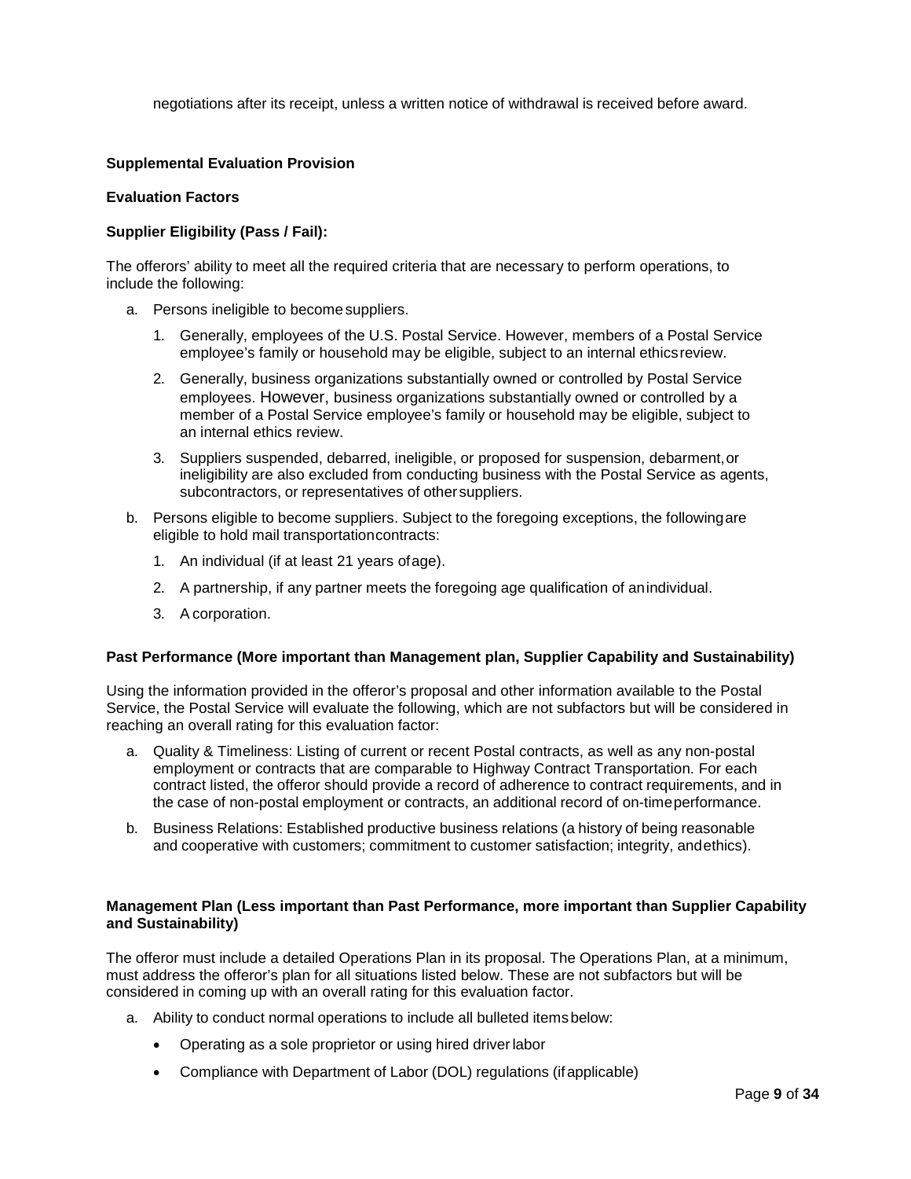negotiations after its receipt, unless a written notice of withdrawal is received before award.

**Supplemental Evaluation Provision**

**Evaluation Factors**

**Supplier Eligibility (Pass / Fail):**

The offerors' ability to meet all the required criteria that are necessary to perform operations, to include the following:

a. Persons ineligible to become suppliers.

   1. Generally, employees of the U.S. Postal Service. However, members of a Postal Service employee's family or household may be eligible, subject to an internal ethics review.

   2. Generally, business organizations substantially owned or controlled by Postal Service employees. However, business organizations substantially owned or controlled by a member of a Postal Service employee's family or household may be eligible, subject to an internal ethics review.

   3. Suppliers suspended, debarred, ineligible, or proposed for suspension, debarment, or ineligibility are also excluded from conducting business with the Postal Service as agents, subcontractors, or representatives of other suppliers.

b. Persons eligible to become suppliers. Subject to the foregoing exceptions, the following are eligible to hold mail transportation contracts:

   1. An individual (if at least 21 years of age).

   2. A partnership, if any partner meets the foregoing age qualification of an individual.

   3. A corporation.

**Past Performance (More important than Management plan, Supplier Capability and Sustainability)**

Using the information provided in the offeror's proposal and other information available to the Postal Service, the Postal Service will evaluate the following, which are not subfactors but will be considered in reaching an overall rating for this evaluation factor:

a. Quality & Timeliness: Listing of current or recent Postal contracts, as well as any non-postal employment or contracts that are comparable to Highway Contract Transportation. For each contract listed, the offeror should provide a record of adherence to contract requirements, and in the case of non-postal employment or contracts, an additional record of on-time performance.

b. Business Relations: Established productive business relations (a history of being reasonable and cooperative with customers; commitment to customer satisfaction; integrity, and ethics).

**Management Plan (Less important than Past Performance, more important than Supplier Capability and Sustainability)**

The offeror must include a detailed Operations Plan in its proposal. The Operations Plan, at a minimum, must address the offeror's plan for all situations listed below. These are not subfactors but will be considered in coming up with an overall rating for this evaluation factor.

a. Ability to conduct normal operations to include all bulleted items below:

   - Operating as a sole proprietor or using hired driver labor
   - Compliance with Department of Labor (DOL) regulations (if applicable)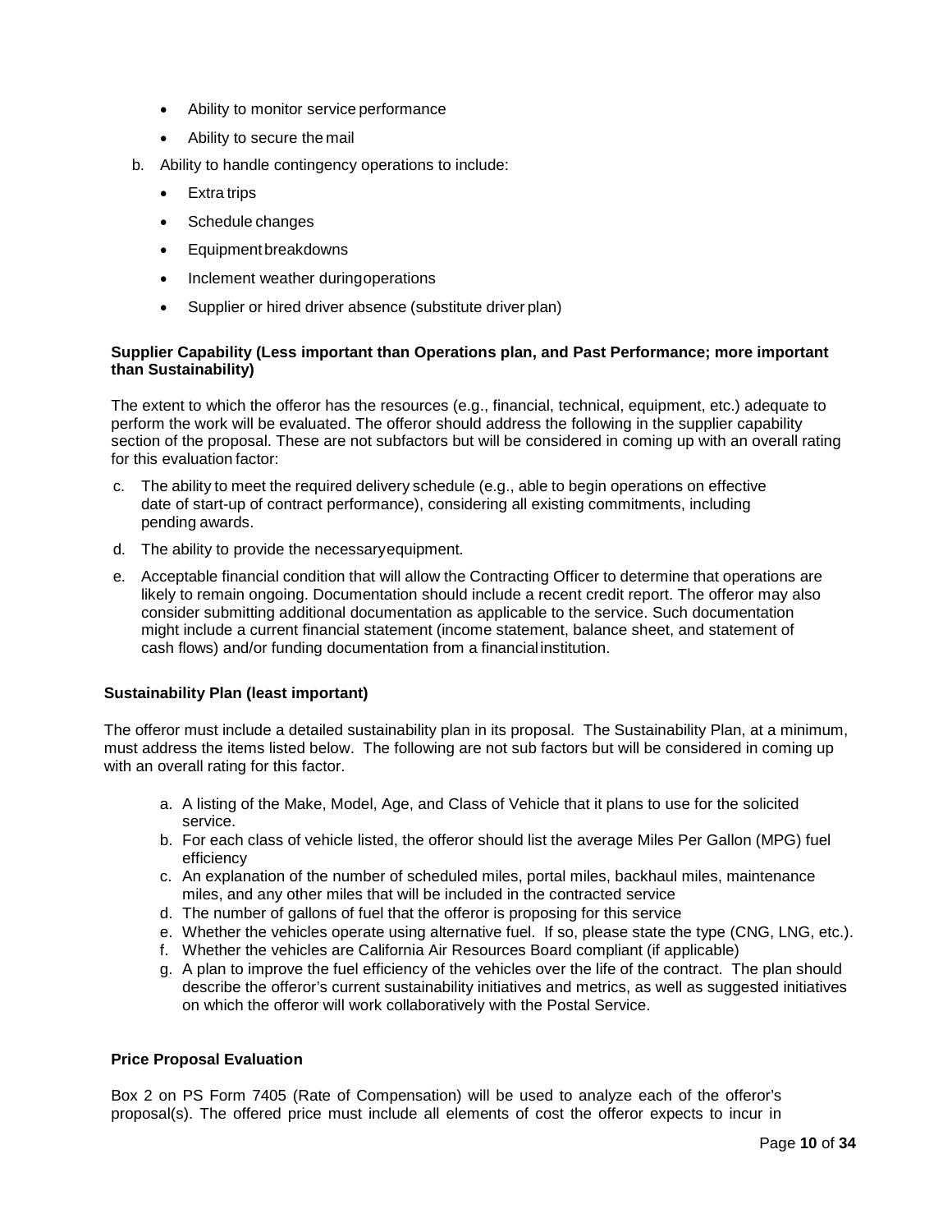- Ability to monitor service performance
- Ability to secure the mail

b. Ability to handle contingency operations to include:

- Extra trips
- Schedule changes
- Equipment breakdowns
- Inclement weather during operations
- Supplier or hired driver absence (substitute driver plan)

**Supplier Capability (Less important than Operations plan, and Past Performance; more important than Sustainability)**

The extent to which the offeror has the resources (e.g., financial, technical, equipment, etc.) adequate to perform the work will be evaluated. The offeror should address the following in the supplier capability section of the proposal. These are not subfactors but will be considered in coming up with an overall rating for this evaluation factor:

c. The ability to meet the required delivery schedule (e.g., able to begin operations on effective date of start-up of contract performance), considering all existing commitments, including pending awards.

d. The ability to provide the necessary equipment.

e. Acceptable financial condition that will allow the Contracting Officer to determine that operations are likely to remain ongoing. Documentation should include a recent credit report. The offeror may also consider submitting additional documentation as applicable to the service. Such documentation might include a current financial statement (income statement, balance sheet, and statement of cash flows) and/or funding documentation from a financial institution.

**Sustainability Plan (least important)**

The offeror must include a detailed sustainability plan in its proposal. The Sustainability Plan, at a minimum, must address the items listed below. The following are not sub factors but will be considered in coming up with an overall rating for this factor.

a. A listing of the Make, Model, Age, and Class of Vehicle that it plans to use for the solicited service.
b. For each class of vehicle listed, the offeror should list the average Miles Per Gallon (MPG) fuel efficiency
c. An explanation of the number of scheduled miles, portal miles, backhaul miles, maintenance miles, and any other miles that will be included in the contracted service
d. The number of gallons of fuel that the offeror is proposing for this service
e. Whether the vehicles operate using alternative fuel. If so, please state the type (CNG, LNG, etc.).
f. Whether the vehicles are California Air Resources Board compliant (if applicable)
g. A plan to improve the fuel efficiency of the vehicles over the life of the contract. The plan should describe the offeror's current sustainability initiatives and metrics, as well as suggested initiatives on which the offeror will work collaboratively with the Postal Service.

**Price Proposal Evaluation**

Box 2 on PS Form 7405 (Rate of Compensation) will be used to analyze each of the offeror's proposal(s). The offered price must include all elements of cost the offeror expects to incur in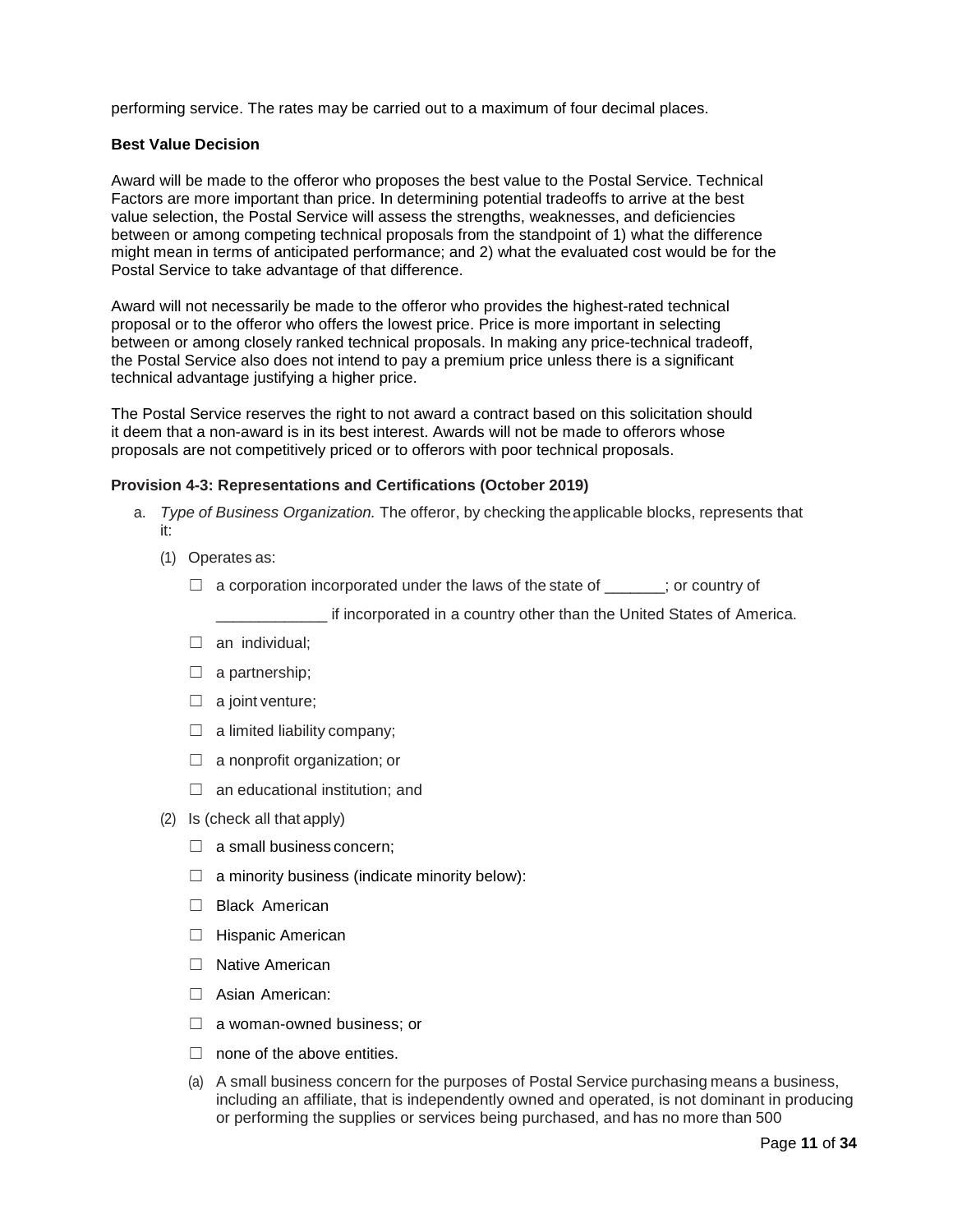performing service. The rates may be carried out to a maximum of four decimal places.

**Best Value Decision**

Award will be made to the offeror who proposes the best value to the Postal Service. Technical Factors are more important than price. In determining potential tradeoffs to arrive at the best value selection, the Postal Service will assess the strengths, weaknesses, and deficiencies between or among competing technical proposals from the standpoint of 1) what the difference might mean in terms of anticipated performance; and 2) what the evaluated cost would be for the Postal Service to take advantage of that difference.

Award will not necessarily be made to the offeror who provides the highest-rated technical proposal or to the offeror who offers the lowest price. Price is more important in selecting between or among closely ranked technical proposals. In making any price-technical tradeoff, the Postal Service also does not intend to pay a premium price unless there is a significant technical advantage justifying a higher price.

The Postal Service reserves the right to not award a contract based on this solicitation should it deem that a non-award is in its best interest. Awards will not be made to offerors whose proposals are not competitively priced or to offerors with poor technical proposals.

**Provision 4-3: Representations and Certifications (October 2019)**

a. *Type of Business Organization.* The offeror, by checking the applicable blocks, represents that it:

   (1) Operates as:

   ☐ a corporation incorporated under the laws of the state of _______; or country of _____________ if incorporated in a country other than the United States of America.

   ☐ an individual;

   ☐ a partnership;

   ☐ a joint venture;

   ☐ a limited liability company;

   ☐ a nonprofit organization; or

   ☐ an educational institution; and

   (2) Is (check all that apply)

   ☐ a small business concern;

   ☐ a minority business (indicate minority below):

   ☐ Black American

   ☐ Hispanic American

   ☐ Native American

   ☐ Asian American:

   ☐ a woman-owned business; or

   ☐ none of the above entities.

   (a) A small business concern for the purposes of Postal Service purchasing means a business, including an affiliate, that is independently owned and operated, is not dominant in producing or performing the supplies or services being purchased, and has no more than 500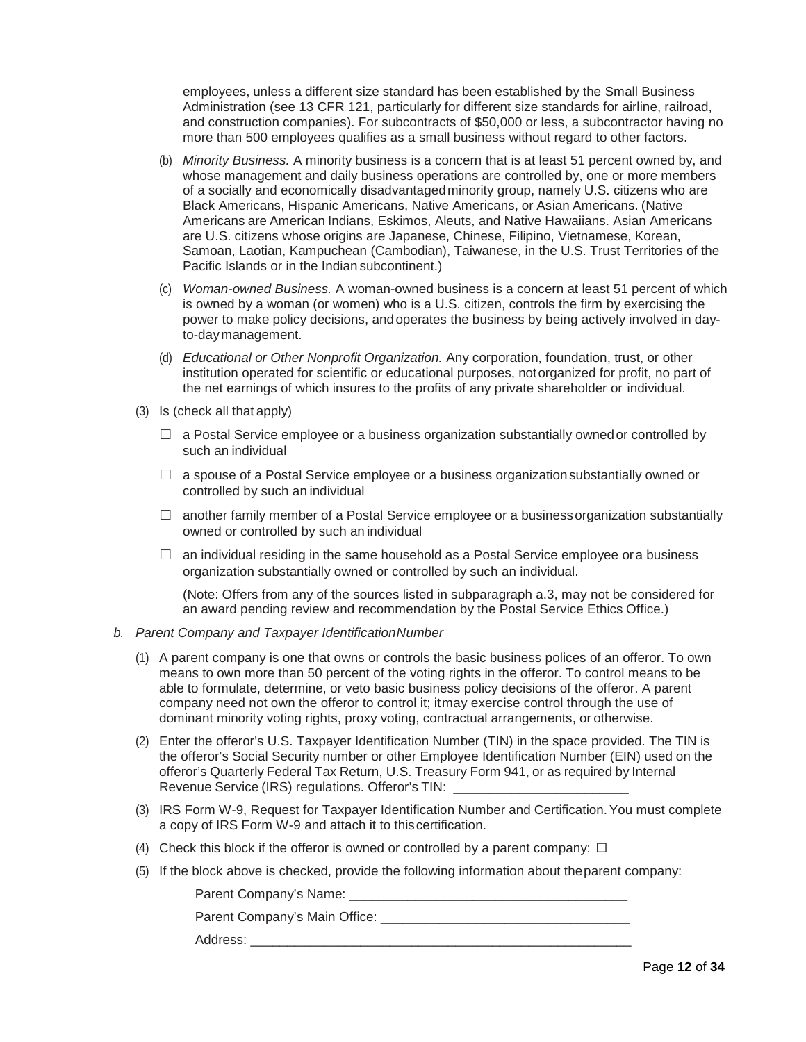employees, unless a different size standard has been established by the Small Business Administration (see 13 CFR 121, particularly for different size standards for airline, railroad, and construction companies). For subcontracts of $50,000 or less, a subcontractor having no more than 500 employees qualifies as a small business without regard to other factors.

(b) *Minority Business.* A minority business is a concern that is at least 51 percent owned by, and whose management and daily business operations are controlled by, one or more members of a socially and economically disadvantaged minority group, namely U.S. citizens who are Black Americans, Hispanic Americans, Native Americans, or Asian Americans. (Native Americans are American Indians, Eskimos, Aleuts, and Native Hawaiians. Asian Americans are U.S. citizens whose origins are Japanese, Chinese, Filipino, Vietnamese, Korean, Samoan, Laotian, Kampuchean (Cambodian), Taiwanese, in the U.S. Trust Territories of the Pacific Islands or in the Indian subcontinent.)

(c) *Woman-owned Business.* A woman-owned business is a concern at least 51 percent of which is owned by a woman (or women) who is a U.S. citizen, controls the firm by exercising the power to make policy decisions, and operates the business by being actively involved in day-to-day management.

(d) *Educational or Other Nonprofit Organization.* Any corporation, foundation, trust, or other institution operated for scientific or educational purposes, not organized for profit, no part of the net earnings of which insures to the profits of any private shareholder or individual.

(3) Is (check all that apply)

☐ a Postal Service employee or a business organization substantially owned or controlled by such an individual

☐ a spouse of a Postal Service employee or a business organization substantially owned or controlled by such an individual

☐ another family member of a Postal Service employee or a business organization substantially owned or controlled by such an individual

☐ an individual residing in the same household as a Postal Service employee or a business organization substantially owned or controlled by such an individual.

(Note: Offers from any of the sources listed in subparagraph a.3, may not be considered for an award pending review and recommendation by the Postal Service Ethics Office.)

*b. Parent Company and Taxpayer Identification Number*

(1) A parent company is one that owns or controls the basic business polices of an offeror. To own means to own more than 50 percent of the voting rights in the offeror. To control means to be able to formulate, determine, or veto basic business policy decisions of the offeror. A parent company need not own the offeror to control it; it may exercise control through the use of dominant minority voting rights, proxy voting, contractual arrangements, or otherwise.

(2) Enter the offeror's U.S. Taxpayer Identification Number (TIN) in the space provided. The TIN is the offeror's Social Security number or other Employee Identification Number (EIN) used on the offeror's Quarterly Federal Tax Return, U.S. Treasury Form 941, or as required by Internal Revenue Service (IRS) regulations. Offeror's TIN: ________________________

(3) IRS Form W-9, Request for Taxpayer Identification Number and Certification. You must complete a copy of IRS Form W-9 and attach it to this certification.

(4) Check this block if the offeror is owned or controlled by a parent company: ☐

(5) If the block above is checked, provide the following information about the parent company:

Parent Company's Name: ______________________________________

Parent Company's Main Office: _________________________________

Address: ______________________________________________________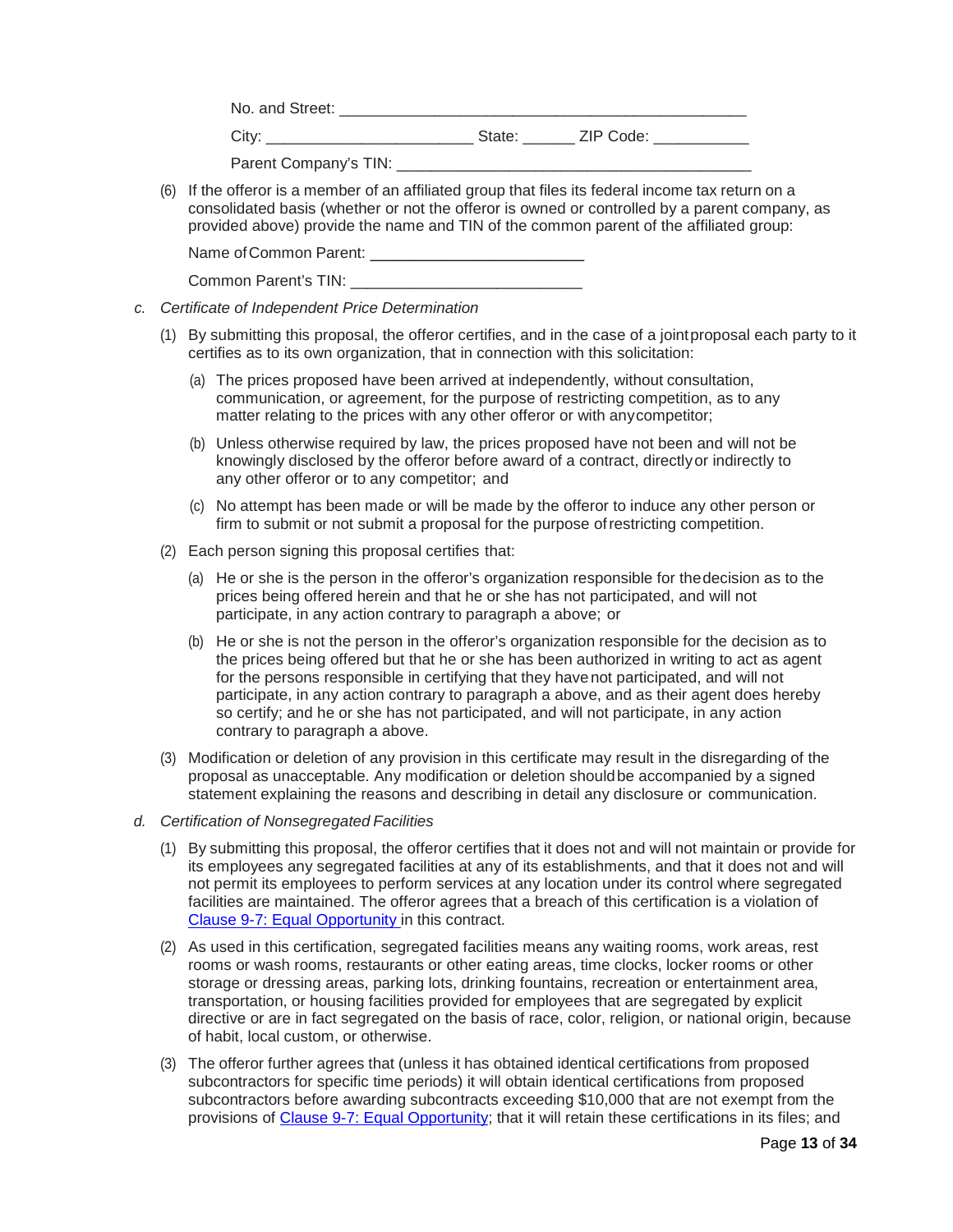No. and Street: ______________________________________________

City: ________________________ State: ______ ZIP Code: ___________

Parent Company's TIN: __________________________________________

(6) If the offeror is a member of an affiliated group that files its federal income tax return on a consolidated basis (whether or not the offeror is owned or controlled by a parent company, as provided above) provide the name and TIN of the common parent of the affiliated group:

Name of Common Parent: _________________________

Common Parent's TIN: ___________________________

c. *Certificate of Independent Price Determination*

(1) By submitting this proposal, the offeror certifies, and in the case of a joint proposal each party to it certifies as to its own organization, that in connection with this solicitation:

(a) The prices proposed have been arrived at independently, without consultation, communication, or agreement, for the purpose of restricting competition, as to any matter relating to the prices with any other offeror or with any competitor;

(b) Unless otherwise required by law, the prices proposed have not been and will not be knowingly disclosed by the offeror before award of a contract, directly or indirectly to any other offeror or to any competitor; and

(c) No attempt has been made or will be made by the offeror to induce any other person or firm to submit or not submit a proposal for the purpose of restricting competition.

(2) Each person signing this proposal certifies that:

(a) He or she is the person in the offeror's organization responsible for the decision as to the prices being offered herein and that he or she has not participated, and will not participate, in any action contrary to paragraph a above; or

(b) He or she is not the person in the offeror's organization responsible for the decision as to the prices being offered but that he or she has been authorized in writing to act as agent for the persons responsible in certifying that they have not participated, and will not participate, in any action contrary to paragraph a above, and as their agent does hereby so certify; and he or she has not participated, and will not participate, in any action contrary to paragraph a above.

(3) Modification or deletion of any provision in this certificate may result in the disregarding of the proposal as unacceptable. Any modification or deletion should be accompanied by a signed statement explaining the reasons and describing in detail any disclosure or communication.

d. *Certification of Nonsegregated Facilities*

(1) By submitting this proposal, the offeror certifies that it does not and will not maintain or provide for its employees any segregated facilities at any of its establishments, and that it does not and will not permit its employees to perform services at any location under its control where segregated facilities are maintained. The offeror agrees that a breach of this certification is a violation of Clause 9-7: Equal Opportunity in this contract.

(2) As used in this certification, segregated facilities means any waiting rooms, work areas, rest rooms or wash rooms, restaurants or other eating areas, time clocks, locker rooms or other storage or dressing areas, parking lots, drinking fountains, recreation or entertainment area, transportation, or housing facilities provided for employees that are segregated by explicit directive or are in fact segregated on the basis of race, color, religion, or national origin, because of habit, local custom, or otherwise.

(3) The offeror further agrees that (unless it has obtained identical certifications from proposed subcontractors for specific time periods) it will obtain identical certifications from proposed subcontractors before awarding subcontracts exceeding $10,000 that are not exempt from the provisions of Clause 9-7: Equal Opportunity; that it will retain these certifications in its files; and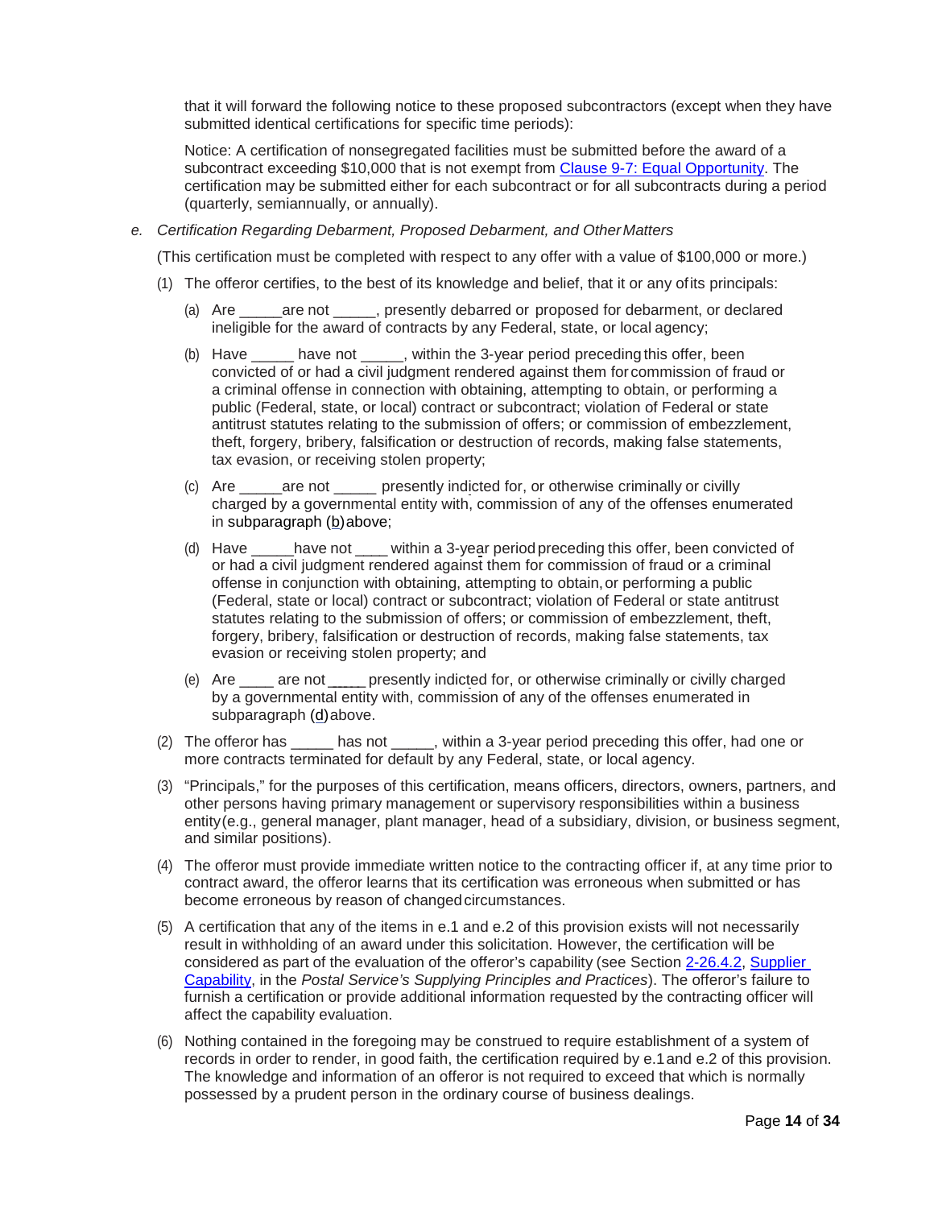that it will forward the following notice to these proposed subcontractors (except when they have submitted identical certifications for specific time periods):

Notice: A certification of nonsegregated facilities must be submitted before the award of a subcontract exceeding $10,000 that is not exempt from [Clause 9-7: Equal Opportunity](). The certification may be submitted either for each subcontract or for all subcontracts during a period (quarterly, semiannually, or annually).

e. *Certification Regarding Debarment, Proposed Debarment, and Other Matters*

(This certification must be completed with respect to any offer with a value of $100,000 or more.)

(1) The offeror certifies, to the best of its knowledge and belief, that it or any of its principals:

(a) Are _____ are not _____, presently debarred or proposed for debarment, or declared ineligible for the award of contracts by any Federal, state, or local agency;

(b) Have _____ have not _____, within the 3-year period preceding this offer, been convicted of or had a civil judgment rendered against them for commission of fraud or a criminal offense in connection with obtaining, attempting to obtain, or performing a public (Federal, state, or local) contract or subcontract; violation of Federal or state antitrust statutes relating to the submission of offers; or commission of embezzlement, theft, forgery, bribery, falsification or destruction of records, making false statements, tax evasion, or receiving stolen property;

(c) Are _____ are not _____ presently indicted for, or otherwise criminally or civilly charged by a governmental entity with, commission of any of the offenses enumerated in subparagraph (b) above;

(d) Have _____ have not ____ within a 3-year period preceding this offer, been convicted of or had a civil judgment rendered against them for commission of fraud or a criminal offense in conjunction with obtaining, attempting to obtain, or performing a public (Federal, state or local) contract or subcontract; violation of Federal or state antitrust statutes relating to the submission of offers; or commission of embezzlement, theft, forgery, bribery, falsification or destruction of records, making false statements, tax evasion or receiving stolen property; and

(e) Are ____ are not _____ presently indicted for, or otherwise criminally or civilly charged by a governmental entity with, commission of any of the offenses enumerated in subparagraph (d) above.

(2) The offeror has _____ has not _____, within a 3-year period preceding this offer, had one or more contracts terminated for default by any Federal, state, or local agency.

(3) "Principals," for the purposes of this certification, means officers, directors, owners, partners, and other persons having primary management or supervisory responsibilities within a business entity (e.g., general manager, plant manager, head of a subsidiary, division, or business segment, and similar positions).

(4) The offeror must provide immediate written notice to the contracting officer if, at any time prior to contract award, the offeror learns that its certification was erroneous when submitted or has become erroneous by reason of changed circumstances.

(5) A certification that any of the items in e.1 and e.2 of this provision exists will not necessarily result in withholding of an award under this solicitation. However, the certification will be considered as part of the evaluation of the offeror's capability (see Section [2-26.4.2](), [Supplier Capability](), in the *Postal Service's Supplying Principles and Practices*). The offeror's failure to furnish a certification or provide additional information requested by the contracting officer will affect the capability evaluation.

(6) Nothing contained in the foregoing may be construed to require establishment of a system of records in order to render, in good faith, the certification required by e.1 and e.2 of this provision. The knowledge and information of an offeror is not required to exceed that which is normally possessed by a prudent person in the ordinary course of business dealings.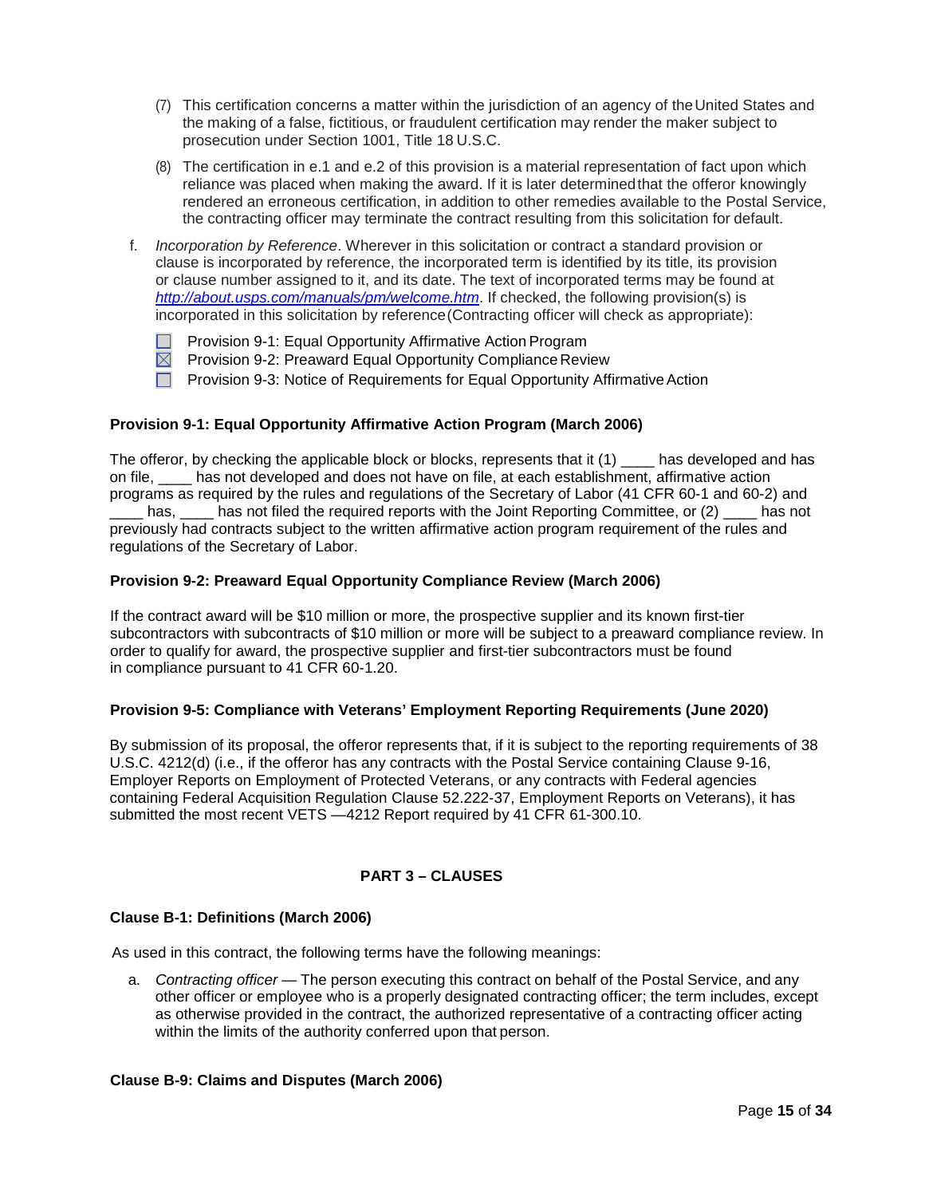(7) This certification concerns a matter within the jurisdiction of an agency of the United States and the making of a false, fictitious, or fraudulent certification may render the maker subject to prosecution under Section 1001, Title 18 U.S.C.

(8) The certification in e.1 and e.2 of this provision is a material representation of fact upon which reliance was placed when making the award. If it is later determined that the offeror knowingly rendered an erroneous certification, in addition to other remedies available to the Postal Service, the contracting officer may terminate the contract resulting from this solicitation for default.

f. *Incorporation by Reference*. Wherever in this solicitation or contract a standard provision or clause is incorporated by reference, the incorporated term is identified by its title, its provision or clause number assigned to it, and its date. The text of incorporated terms may be found at *http://about.usps.com/manuals/pm/welcome.htm*. If checked, the following provision(s) is incorporated in this solicitation by reference (Contracting officer will check as appropriate):

- ☐ Provision 9-1: Equal Opportunity Affirmative Action Program
- ☒ Provision 9-2: Preaward Equal Opportunity Compliance Review
- ☐ Provision 9-3: Notice of Requirements for Equal Opportunity Affirmative Action

**Provision 9-1: Equal Opportunity Affirmative Action Program (March 2006)**

The offeror, by checking the applicable block or blocks, represents that it (1) ____ has developed and has on file, ____ has not developed and does not have on file, at each establishment, affirmative action programs as required by the rules and regulations of the Secretary of Labor (41 CFR 60-1 and 60-2) and ____ has, ____ has not filed the required reports with the Joint Reporting Committee, or (2) ____ has not previously had contracts subject to the written affirmative action program requirement of the rules and regulations of the Secretary of Labor.

**Provision 9-2: Preaward Equal Opportunity Compliance Review (March 2006)**

If the contract award will be $10 million or more, the prospective supplier and its known first-tier subcontractors with subcontracts of $10 million or more will be subject to a preaward compliance review. In order to qualify for award, the prospective supplier and first-tier subcontractors must be found in compliance pursuant to 41 CFR 60-1.20.

**Provision 9-5: Compliance with Veterans' Employment Reporting Requirements (June 2020)**

By submission of its proposal, the offeror represents that, if it is subject to the reporting requirements of 38 U.S.C. 4212(d) (i.e., if the offeror has any contracts with the Postal Service containing Clause 9-16, Employer Reports on Employment of Protected Veterans, or any contracts with Federal agencies containing Federal Acquisition Regulation Clause 52.222-37, Employment Reports on Veterans), it has submitted the most recent VETS —4212 Report required by 41 CFR 61-300.10.

## PART 3 – CLAUSES

**Clause B-1: Definitions (March 2006)**

As used in this contract, the following terms have the following meanings:

a. *Contracting officer* — The person executing this contract on behalf of the Postal Service, and any other officer or employee who is a properly designated contracting officer; the term includes, except as otherwise provided in the contract, the authorized representative of a contracting officer acting within the limits of the authority conferred upon that person.

**Clause B-9: Claims and Disputes (March 2006)**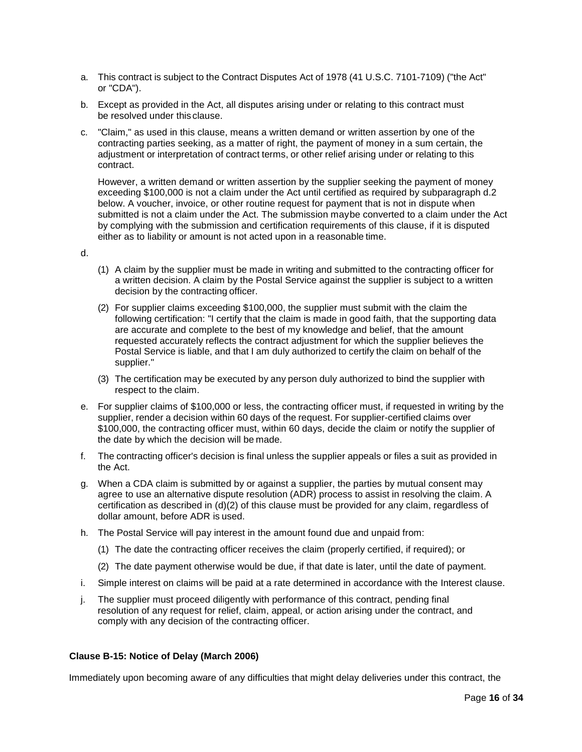a. This contract is subject to the Contract Disputes Act of 1978 (41 U.S.C. 7101-7109) ("the Act" or "CDA").

b. Except as provided in the Act, all disputes arising under or relating to this contract must be resolved under this clause.

c. "Claim," as used in this clause, means a written demand or written assertion by one of the contracting parties seeking, as a matter of right, the payment of money in a sum certain, the adjustment or interpretation of contract terms, or other relief arising under or relating to this contract.

   However, a written demand or written assertion by the supplier seeking the payment of money exceeding $100,000 is not a claim under the Act until certified as required by subparagraph d.2 below. A voucher, invoice, or other routine request for payment that is not in dispute when submitted is not a claim under the Act. The submission maybe converted to a claim under the Act by complying with the submission and certification requirements of this clause, if it is disputed either as to liability or amount is not acted upon in a reasonable time.

d.

   (1) A claim by the supplier must be made in writing and submitted to the contracting officer for a written decision. A claim by the Postal Service against the supplier is subject to a written decision by the contracting officer.

   (2) For supplier claims exceeding $100,000, the supplier must submit with the claim the following certification: "I certify that the claim is made in good faith, that the supporting data are accurate and complete to the best of my knowledge and belief, that the amount requested accurately reflects the contract adjustment for which the supplier believes the Postal Service is liable, and that I am duly authorized to certify the claim on behalf of the supplier."

   (3) The certification may be executed by any person duly authorized to bind the supplier with respect to the claim.

e. For supplier claims of $100,000 or less, the contracting officer must, if requested in writing by the supplier, render a decision within 60 days of the request. For supplier-certified claims over $100,000, the contracting officer must, within 60 days, decide the claim or notify the supplier of the date by which the decision will be made.

f. The contracting officer's decision is final unless the supplier appeals or files a suit as provided in the Act.

g. When a CDA claim is submitted by or against a supplier, the parties by mutual consent may agree to use an alternative dispute resolution (ADR) process to assist in resolving the claim. A certification as described in (d)(2) of this clause must be provided for any claim, regardless of dollar amount, before ADR is used.

h. The Postal Service will pay interest in the amount found due and unpaid from:

   (1) The date the contracting officer receives the claim (properly certified, if required); or

   (2) The date payment otherwise would be due, if that date is later, until the date of payment.

i. Simple interest on claims will be paid at a rate determined in accordance with the Interest clause.

j. The supplier must proceed diligently with performance of this contract, pending final resolution of any request for relief, claim, appeal, or action arising under the contract, and comply with any decision of the contracting officer.

**Clause B-15: Notice of Delay (March 2006)**

Immediately upon becoming aware of any difficulties that might delay deliveries under this contract, the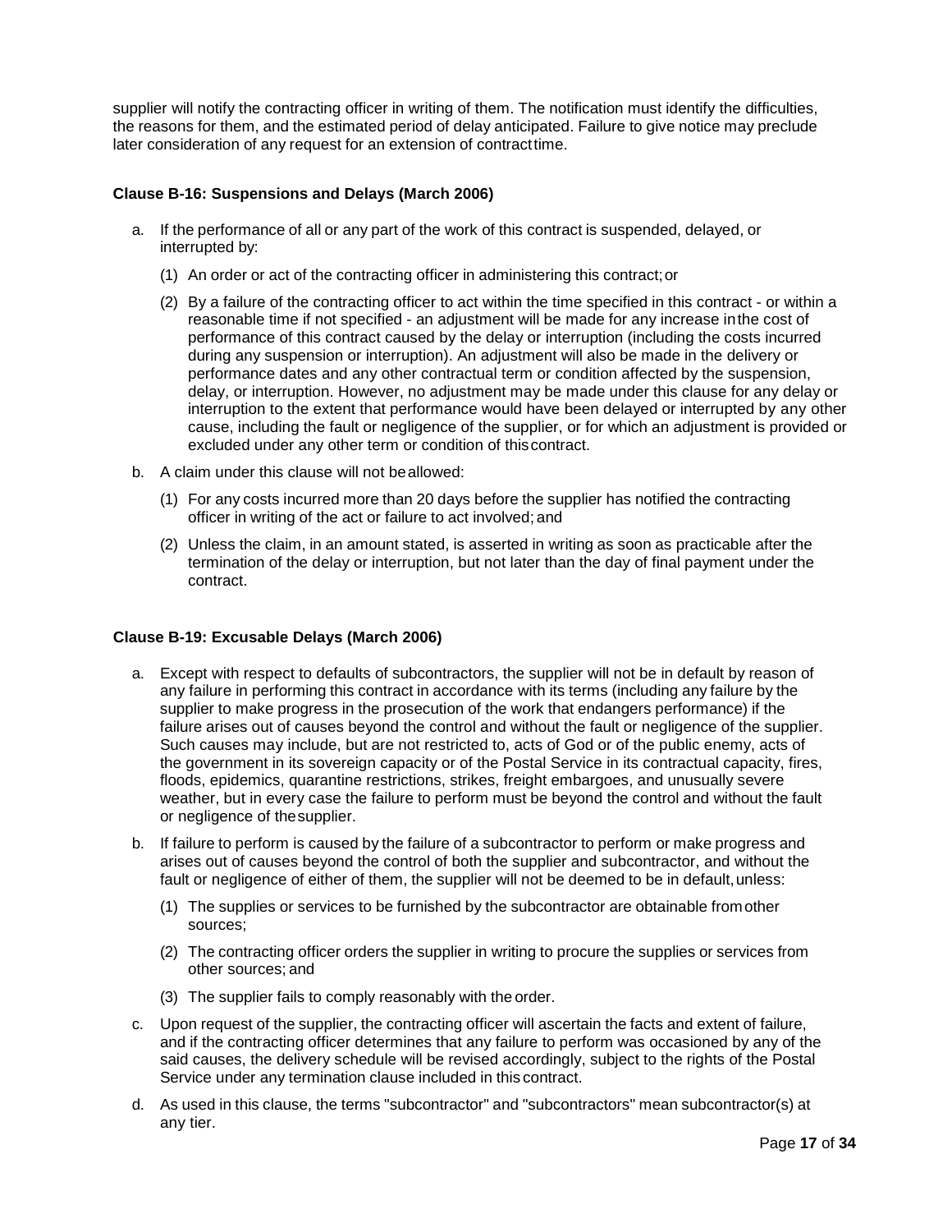supplier will notify the contracting officer in writing of them. The notification must identify the difficulties, the reasons for them, and the estimated period of delay anticipated. Failure to give notice may preclude later consideration of any request for an extension of contract time.

**Clause B-16: Suspensions and Delays (March 2006)**

a. If the performance of all or any part of the work of this contract is suspended, delayed, or interrupted by:

   (1) An order or act of the contracting officer in administering this contract; or

   (2) By a failure of the contracting officer to act within the time specified in this contract - or within a reasonable time if not specified - an adjustment will be made for any increase in the cost of performance of this contract caused by the delay or interruption (including the costs incurred during any suspension or interruption). An adjustment will also be made in the delivery or performance dates and any other contractual term or condition affected by the suspension, delay, or interruption. However, no adjustment may be made under this clause for any delay or interruption to the extent that performance would have been delayed or interrupted by any other cause, including the fault or negligence of the supplier, or for which an adjustment is provided or excluded under any other term or condition of this contract.

b. A claim under this clause will not be allowed:

   (1) For any costs incurred more than 20 days before the supplier has notified the contracting officer in writing of the act or failure to act involved; and

   (2) Unless the claim, in an amount stated, is asserted in writing as soon as practicable after the termination of the delay or interruption, but not later than the day of final payment under the contract.

**Clause B-19: Excusable Delays (March 2006)**

a. Except with respect to defaults of subcontractors, the supplier will not be in default by reason of any failure in performing this contract in accordance with its terms (including any failure by the supplier to make progress in the prosecution of the work that endangers performance) if the failure arises out of causes beyond the control and without the fault or negligence of the supplier. Such causes may include, but are not restricted to, acts of God or of the public enemy, acts of the government in its sovereign capacity or of the Postal Service in its contractual capacity, fires, floods, epidemics, quarantine restrictions, strikes, freight embargoes, and unusually severe weather, but in every case the failure to perform must be beyond the control and without the fault or negligence of the supplier.

b. If failure to perform is caused by the failure of a subcontractor to perform or make progress and arises out of causes beyond the control of both the supplier and subcontractor, and without the fault or negligence of either of them, the supplier will not be deemed to be in default, unless:

   (1) The supplies or services to be furnished by the subcontractor are obtainable from other sources;

   (2) The contracting officer orders the supplier in writing to procure the supplies or services from other sources; and

   (3) The supplier fails to comply reasonably with the order.

c. Upon request of the supplier, the contracting officer will ascertain the facts and extent of failure, and if the contracting officer determines that any failure to perform was occasioned by any of the said causes, the delivery schedule will be revised accordingly, subject to the rights of the Postal Service under any termination clause included in this contract.

d. As used in this clause, the terms "subcontractor" and "subcontractors" mean subcontractor(s) at any tier.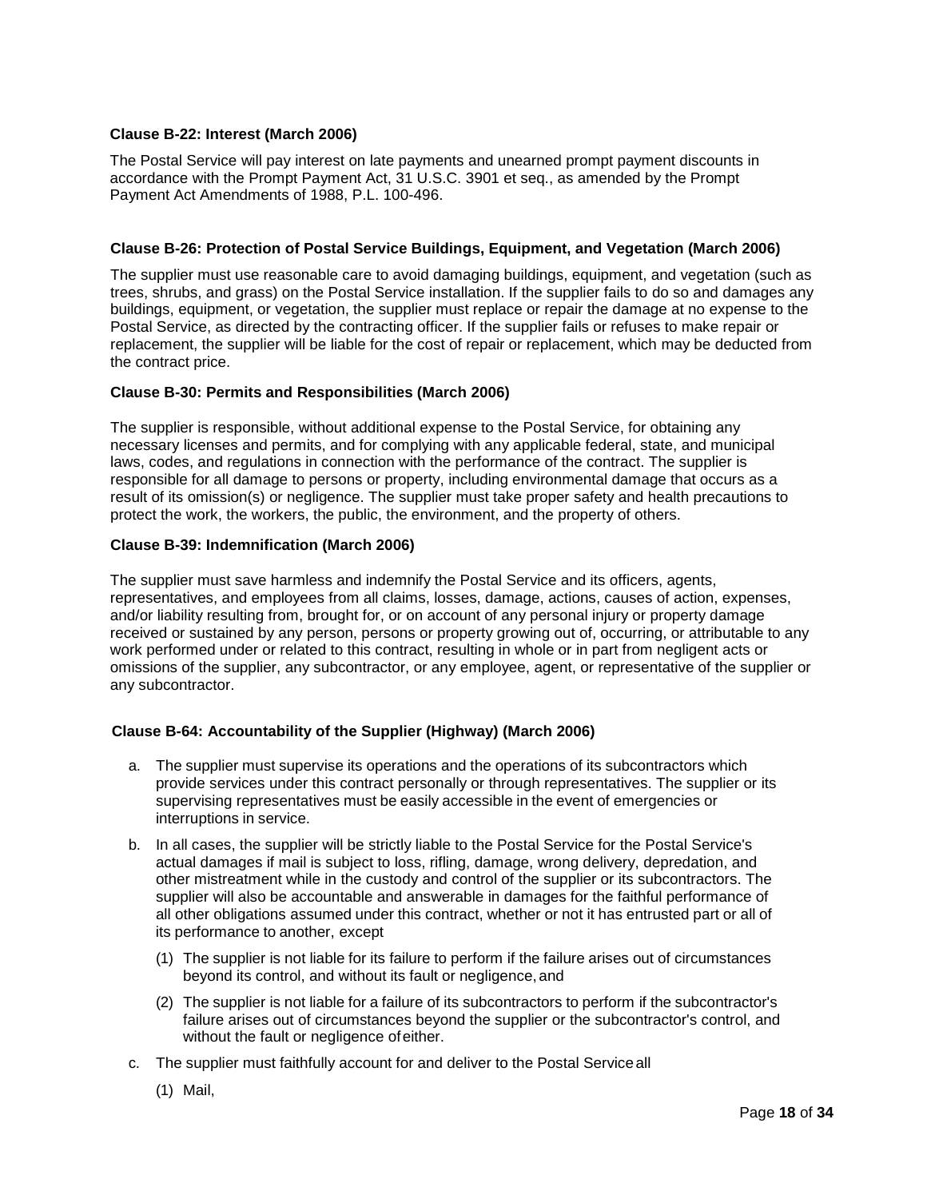**Clause B-22: Interest (March 2006)**

The Postal Service will pay interest on late payments and unearned prompt payment discounts in accordance with the Prompt Payment Act, 31 U.S.C. 3901 et seq., as amended by the Prompt Payment Act Amendments of 1988, P.L. 100-496.

**Clause B-26: Protection of Postal Service Buildings, Equipment, and Vegetation (March 2006)**

The supplier must use reasonable care to avoid damaging buildings, equipment, and vegetation (such as trees, shrubs, and grass) on the Postal Service installation. If the supplier fails to do so and damages any buildings, equipment, or vegetation, the supplier must replace or repair the damage at no expense to the Postal Service, as directed by the contracting officer. If the supplier fails or refuses to make repair or replacement, the supplier will be liable for the cost of repair or replacement, which may be deducted from the contract price.

**Clause B-30: Permits and Responsibilities (March 2006)**

The supplier is responsible, without additional expense to the Postal Service, for obtaining any necessary licenses and permits, and for complying with any applicable federal, state, and municipal laws, codes, and regulations in connection with the performance of the contract. The supplier is responsible for all damage to persons or property, including environmental damage that occurs as a result of its omission(s) or negligence. The supplier must take proper safety and health precautions to protect the work, the workers, the public, the environment, and the property of others.

**Clause B-39: Indemnification (March 2006)**

The supplier must save harmless and indemnify the Postal Service and its officers, agents, representatives, and employees from all claims, losses, damage, actions, causes of action, expenses, and/or liability resulting from, brought for, or on account of any personal injury or property damage received or sustained by any person, persons or property growing out of, occurring, or attributable to any work performed under or related to this contract, resulting in whole or in part from negligent acts or omissions of the supplier, any subcontractor, or any employee, agent, or representative of the supplier or any subcontractor.

**Clause B-64: Accountability of the Supplier (Highway) (March 2006)**

a. The supplier must supervise its operations and the operations of its subcontractors which provide services under this contract personally or through representatives. The supplier or its supervising representatives must be easily accessible in the event of emergencies or interruptions in service.

b. In all cases, the supplier will be strictly liable to the Postal Service for the Postal Service's actual damages if mail is subject to loss, rifling, damage, wrong delivery, depredation, and other mistreatment while in the custody and control of the supplier or its subcontractors. The supplier will also be accountable and answerable in damages for the faithful performance of all other obligations assumed under this contract, whether or not it has entrusted part or all of its performance to another, except

   (1) The supplier is not liable for its failure to perform if the failure arises out of circumstances beyond its control, and without its fault or negligence, and

   (2) The supplier is not liable for a failure of its subcontractors to perform if the subcontractor's failure arises out of circumstances beyond the supplier or the subcontractor's control, and without the fault or negligence of either.

c. The supplier must faithfully account for and deliver to the Postal Service all

   (1) Mail,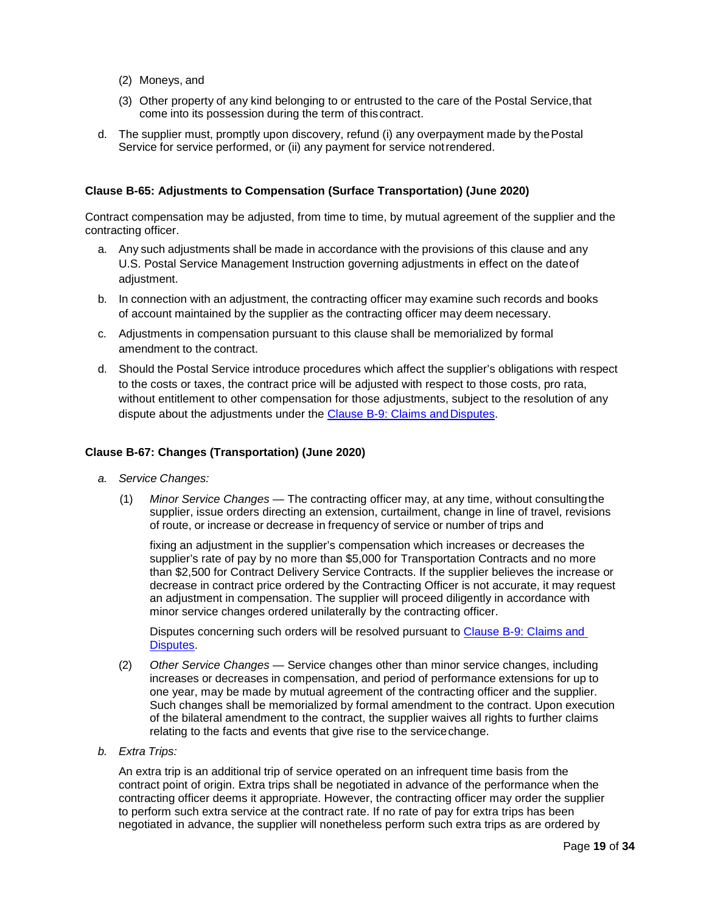(2) Moneys, and

(3) Other property of any kind belonging to or entrusted to the care of the Postal Service, that come into its possession during the term of this contract.

d. The supplier must, promptly upon discovery, refund (i) any overpayment made by the Postal Service for service performed, or (ii) any payment for service not rendered.

**Clause B-65: Adjustments to Compensation (Surface Transportation) (June 2020)**

Contract compensation may be adjusted, from time to time, by mutual agreement of the supplier and the contracting officer.

a. Any such adjustments shall be made in accordance with the provisions of this clause and any U.S. Postal Service Management Instruction governing adjustments in effect on the date of adjustment.

b. In connection with an adjustment, the contracting officer may examine such records and books of account maintained by the supplier as the contracting officer may deem necessary.

c. Adjustments in compensation pursuant to this clause shall be memorialized by formal amendment to the contract.

d. Should the Postal Service introduce procedures which affect the supplier's obligations with respect to the costs or taxes, the contract price will be adjusted with respect to those costs, pro rata, without entitlement to other compensation for those adjustments, subject to the resolution of any dispute about the adjustments under the Clause B-9: Claims and Disputes.

**Clause B-67: Changes (Transportation) (June 2020)**

*a. Service Changes:*

(1) *Minor Service Changes* — The contracting officer may, at any time, without consulting the supplier, issue orders directing an extension, curtailment, change in line of travel, revisions of route, or increase or decrease in frequency of service or number of trips and

fixing an adjustment in the supplier's compensation which increases or decreases the supplier's rate of pay by no more than $5,000 for Transportation Contracts and no more than $2,500 for Contract Delivery Service Contracts. If the supplier believes the increase or decrease in contract price ordered by the Contracting Officer is not accurate, it may request an adjustment in compensation. The supplier will proceed diligently in accordance with minor service changes ordered unilaterally by the contracting officer.

Disputes concerning such orders will be resolved pursuant to Clause B-9: Claims and Disputes.

(2) *Other Service Changes* — Service changes other than minor service changes, including increases or decreases in compensation, and period of performance extensions for up to one year, may be made by mutual agreement of the contracting officer and the supplier. Such changes shall be memorialized by formal amendment to the contract. Upon execution of the bilateral amendment to the contract, the supplier waives all rights to further claims relating to the facts and events that give rise to the service change.

*b. Extra Trips:*

An extra trip is an additional trip of service operated on an infrequent time basis from the contract point of origin. Extra trips shall be negotiated in advance of the performance when the contracting officer deems it appropriate. However, the contracting officer may order the supplier to perform such extra service at the contract rate. If no rate of pay for extra trips has been negotiated in advance, the supplier will nonetheless perform such extra trips as are ordered by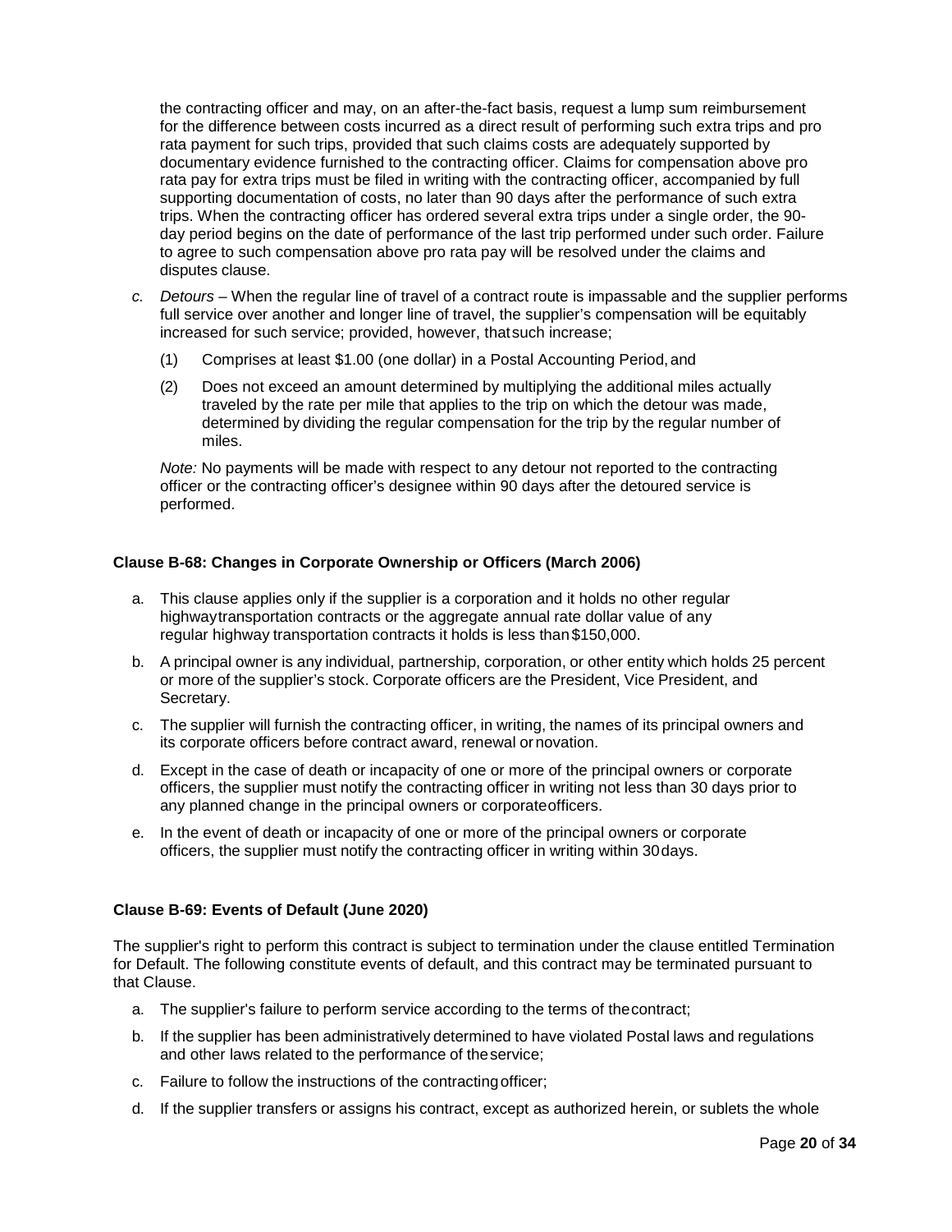the contracting officer and may, on an after-the-fact basis, request a lump sum reimbursement for the difference between costs incurred as a direct result of performing such extra trips and pro rata payment for such trips, provided that such claims costs are adequately supported by documentary evidence furnished to the contracting officer. Claims for compensation above pro rata pay for extra trips must be filed in writing with the contracting officer, accompanied by full supporting documentation of costs, no later than 90 days after the performance of such extra trips. When the contracting officer has ordered several extra trips under a single order, the 90-day period begins on the date of performance of the last trip performed under such order. Failure to agree to such compensation above pro rata pay will be resolved under the claims and disputes clause.

c. *Detours* – When the regular line of travel of a contract route is impassable and the supplier performs full service over another and longer line of travel, the supplier's compensation will be equitably increased for such service; provided, however, that such increase;

   (1) Comprises at least $1.00 (one dollar) in a Postal Accounting Period, and

   (2) Does not exceed an amount determined by multiplying the additional miles actually traveled by the rate per mile that applies to the trip on which the detour was made, determined by dividing the regular compensation for the trip by the regular number of miles.

   *Note:* No payments will be made with respect to any detour not reported to the contracting officer or the contracting officer's designee within 90 days after the detoured service is performed.

### Clause B-68: Changes in Corporate Ownership or Officers (March 2006)

a. This clause applies only if the supplier is a corporation and it holds no other regular highway transportation contracts or the aggregate annual rate dollar value of any regular highway transportation contracts it holds is less than $150,000.

b. A principal owner is any individual, partnership, corporation, or other entity which holds 25 percent or more of the supplier's stock. Corporate officers are the President, Vice President, and Secretary.

c. The supplier will furnish the contracting officer, in writing, the names of its principal owners and its corporate officers before contract award, renewal or novation.

d. Except in the case of death or incapacity of one or more of the principal owners or corporate officers, the supplier must notify the contracting officer in writing not less than 30 days prior to any planned change in the principal owners or corporate officers.

e. In the event of death or incapacity of one or more of the principal owners or corporate officers, the supplier must notify the contracting officer in writing within 30 days.

### Clause B-69: Events of Default (June 2020)

The supplier's right to perform this contract is subject to termination under the clause entitled Termination for Default. The following constitute events of default, and this contract may be terminated pursuant to that Clause.

a. The supplier's failure to perform service according to the terms of the contract;

b. If the supplier has been administratively determined to have violated Postal laws and regulations and other laws related to the performance of the service;

c. Failure to follow the instructions of the contracting officer;

d. If the supplier transfers or assigns his contract, except as authorized herein, or sublets the whole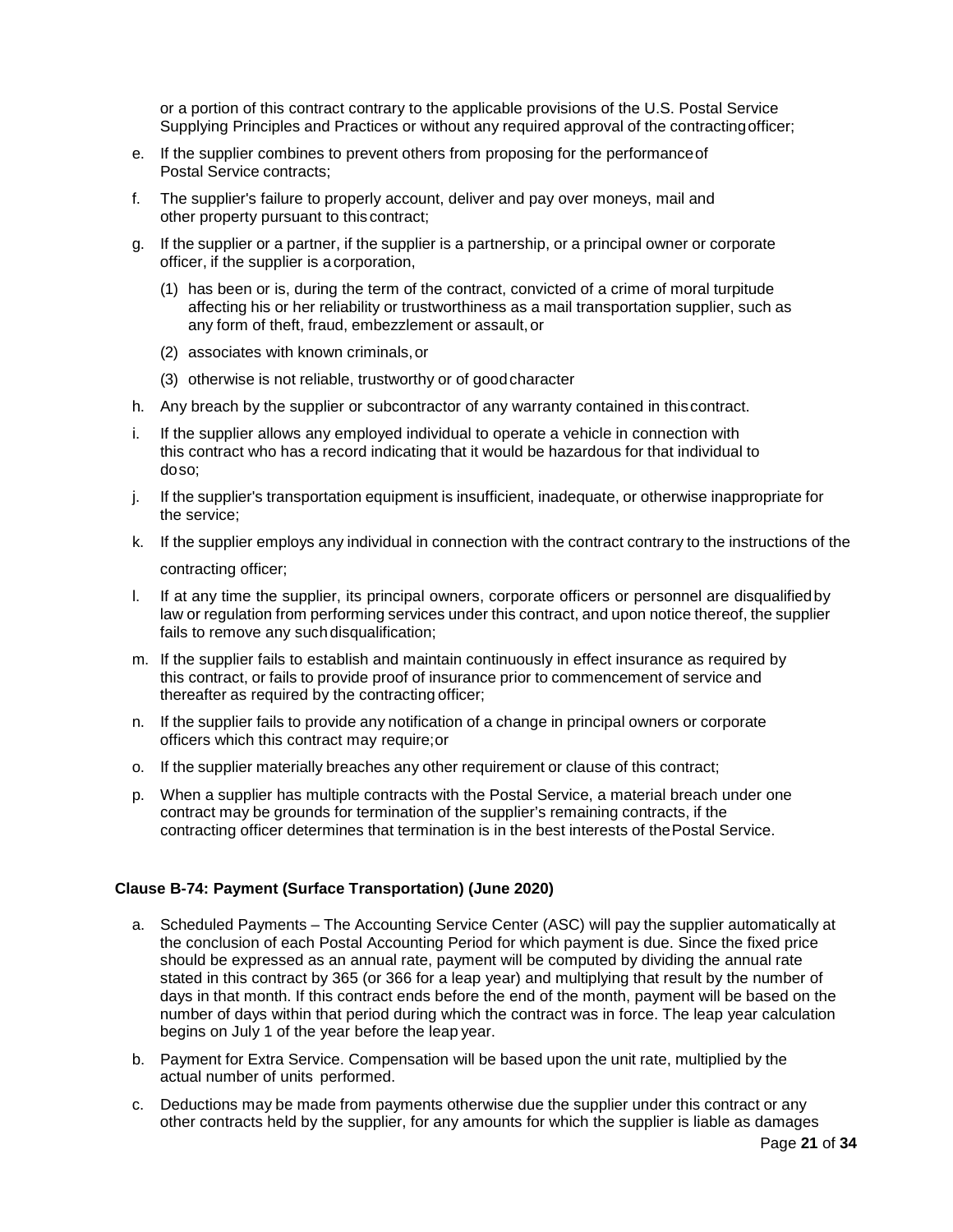or a portion of this contract contrary to the applicable provisions of the U.S. Postal Service Supplying Principles and Practices or without any required approval of the contracting officer;

e. If the supplier combines to prevent others from proposing for the performance of Postal Service contracts;

f. The supplier's failure to properly account, deliver and pay over moneys, mail and other property pursuant to this contract;

g. If the supplier or a partner, if the supplier is a partnership, or a principal owner or corporate officer, if the supplier is a corporation,

   (1) has been or is, during the term of the contract, convicted of a crime of moral turpitude affecting his or her reliability or trustworthiness as a mail transportation supplier, such as any form of theft, fraud, embezzlement or assault, or

   (2) associates with known criminals, or

   (3) otherwise is not reliable, trustworthy or of good character

h. Any breach by the supplier or subcontractor of any warranty contained in this contract.

i. If the supplier allows any employed individual to operate a vehicle in connection with this contract who has a record indicating that it would be hazardous for that individual to do so;

j. If the supplier's transportation equipment is insufficient, inadequate, or otherwise inappropriate for the service;

k. If the supplier employs any individual in connection with the contract contrary to the instructions of the contracting officer;

l. If at any time the supplier, its principal owners, corporate officers or personnel are disqualified by law or regulation from performing services under this contract, and upon notice thereof, the supplier fails to remove any such disqualification;

m. If the supplier fails to establish and maintain continuously in effect insurance as required by this contract, or fails to provide proof of insurance prior to commencement of service and thereafter as required by the contracting officer;

n. If the supplier fails to provide any notification of a change in principal owners or corporate officers which this contract may require; or

o. If the supplier materially breaches any other requirement or clause of this contract;

p. When a supplier has multiple contracts with the Postal Service, a material breach under one contract may be grounds for termination of the supplier's remaining contracts, if the contracting officer determines that termination is in the best interests of the Postal Service.

**Clause B-74: Payment (Surface Transportation) (June 2020)**

a. Scheduled Payments – The Accounting Service Center (ASC) will pay the supplier automatically at the conclusion of each Postal Accounting Period for which payment is due. Since the fixed price should be expressed as an annual rate, payment will be computed by dividing the annual rate stated in this contract by 365 (or 366 for a leap year) and multiplying that result by the number of days in that month. If this contract ends before the end of the month, payment will be based on the number of days within that period during which the contract was in force. The leap year calculation begins on July 1 of the year before the leap year.

b. Payment for Extra Service. Compensation will be based upon the unit rate, multiplied by the actual number of units performed.

c. Deductions may be made from payments otherwise due the supplier under this contract or any other contracts held by the supplier, for any amounts for which the supplier is liable as damages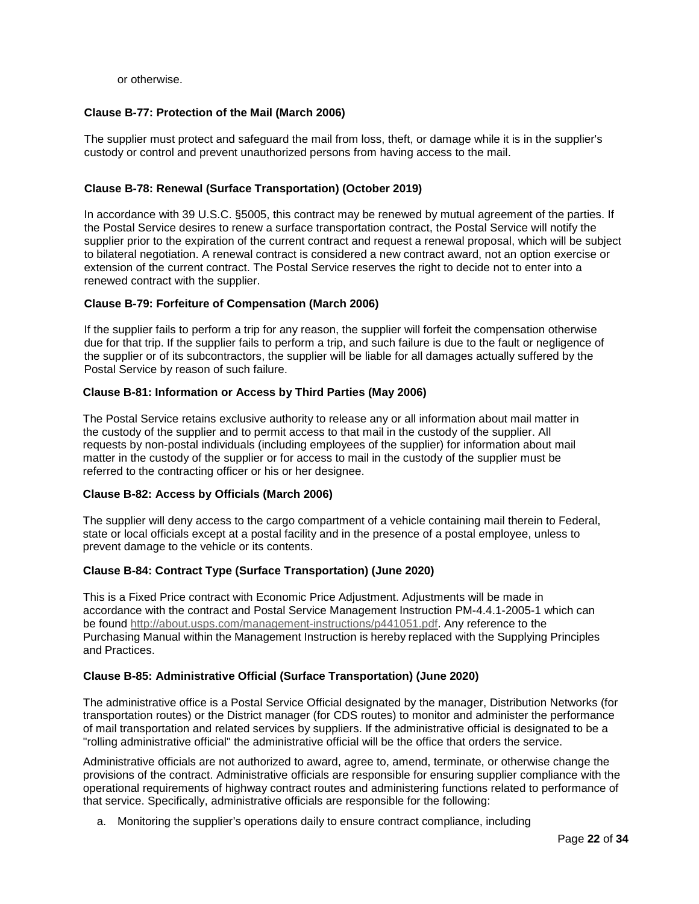or otherwise.

### Clause B-77: Protection of the Mail (March 2006)

The supplier must protect and safeguard the mail from loss, theft, or damage while it is in the supplier's custody or control and prevent unauthorized persons from having access to the mail.

### Clause B-78: Renewal (Surface Transportation) (October 2019)

In accordance with 39 U.S.C. §5005, this contract may be renewed by mutual agreement of the parties. If the Postal Service desires to renew a surface transportation contract, the Postal Service will notify the supplier prior to the expiration of the current contract and request a renewal proposal, which will be subject to bilateral negotiation. A renewal contract is considered a new contract award, not an option exercise or extension of the current contract. The Postal Service reserves the right to decide not to enter into a renewed contract with the supplier.

### Clause B-79: Forfeiture of Compensation (March 2006)

If the supplier fails to perform a trip for any reason, the supplier will forfeit the compensation otherwise due for that trip. If the supplier fails to perform a trip, and such failure is due to the fault or negligence of the supplier or of its subcontractors, the supplier will be liable for all damages actually suffered by the Postal Service by reason of such failure.

### Clause B-81: Information or Access by Third Parties (May 2006)

The Postal Service retains exclusive authority to release any or all information about mail matter in the custody of the supplier and to permit access to that mail in the custody of the supplier. All requests by non-postal individuals (including employees of the supplier) for information about mail matter in the custody of the supplier or for access to mail in the custody of the supplier must be referred to the contracting officer or his or her designee.

### Clause B-82: Access by Officials (March 2006)

The supplier will deny access to the cargo compartment of a vehicle containing mail therein to Federal, state or local officials except at a postal facility and in the presence of a postal employee, unless to prevent damage to the vehicle or its contents.

### Clause B-84: Contract Type (Surface Transportation) (June 2020)

This is a Fixed Price contract with Economic Price Adjustment. Adjustments will be made in accordance with the contract and Postal Service Management Instruction PM-4.4.1-2005-1 which can be found http://about.usps.com/management-instructions/p441051.pdf. Any reference to the Purchasing Manual within the Management Instruction is hereby replaced with the Supplying Principles and Practices.

### Clause B-85: Administrative Official (Surface Transportation) (June 2020)

The administrative office is a Postal Service Official designated by the manager, Distribution Networks (for transportation routes) or the District manager (for CDS routes) to monitor and administer the performance of mail transportation and related services by suppliers. If the administrative official is designated to be a "rolling administrative official" the administrative official will be the office that orders the service.

Administrative officials are not authorized to award, agree to, amend, terminate, or otherwise change the provisions of the contract. Administrative officials are responsible for ensuring supplier compliance with the operational requirements of highway contract routes and administering functions related to performance of that service. Specifically, administrative officials are responsible for the following:

a. Monitoring the supplier's operations daily to ensure contract compliance, including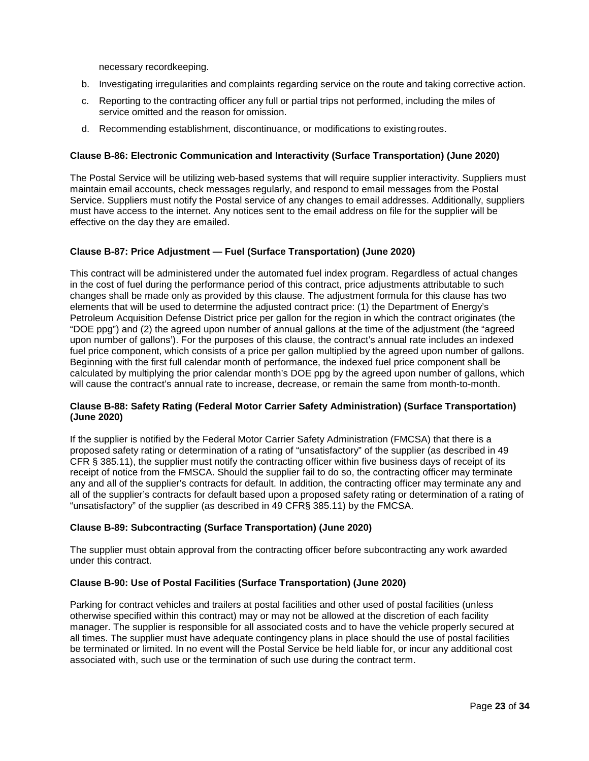necessary recordkeeping.

b. Investigating irregularities and complaints regarding service on the route and taking corrective action.

c. Reporting to the contracting officer any full or partial trips not performed, including the miles of service omitted and the reason for omission.

d. Recommending establishment, discontinuance, or modifications to existing routes.

### Clause B-86: Electronic Communication and Interactivity (Surface Transportation) (June 2020)

The Postal Service will be utilizing web-based systems that will require supplier interactivity. Suppliers must maintain email accounts, check messages regularly, and respond to email messages from the Postal Service. Suppliers must notify the Postal service of any changes to email addresses. Additionally, suppliers must have access to the internet. Any notices sent to the email address on file for the supplier will be effective on the day they are emailed.

### Clause B-87: Price Adjustment — Fuel (Surface Transportation) (June 2020)

This contract will be administered under the automated fuel index program. Regardless of actual changes in the cost of fuel during the performance period of this contract, price adjustments attributable to such changes shall be made only as provided by this clause. The adjustment formula for this clause has two elements that will be used to determine the adjusted contract price: (1) the Department of Energy's Petroleum Acquisition Defense District price per gallon for the region in which the contract originates (the "DOE ppg") and (2) the agreed upon number of annual gallons at the time of the adjustment (the "agreed upon number of gallons'). For the purposes of this clause, the contract's annual rate includes an indexed fuel price component, which consists of a price per gallon multiplied by the agreed upon number of gallons. Beginning with the first full calendar month of performance, the indexed fuel price component shall be calculated by multiplying the prior calendar month's DOE ppg by the agreed upon number of gallons, which will cause the contract's annual rate to increase, decrease, or remain the same from month-to-month.

### Clause B-88: Safety Rating (Federal Motor Carrier Safety Administration) (Surface Transportation) (June 2020)

If the supplier is notified by the Federal Motor Carrier Safety Administration (FMCSA) that there is a proposed safety rating or determination of a rating of "unsatisfactory" of the supplier (as described in 49 CFR § 385.11), the supplier must notify the contracting officer within five business days of receipt of its receipt of notice from the FMSCA. Should the supplier fail to do so, the contracting officer may terminate any and all of the supplier's contracts for default. In addition, the contracting officer may terminate any and all of the supplier's contracts for default based upon a proposed safety rating or determination of a rating of "unsatisfactory" of the supplier (as described in 49 CFR§ 385.11) by the FMCSA.

### Clause B-89: Subcontracting (Surface Transportation) (June 2020)

The supplier must obtain approval from the contracting officer before subcontracting any work awarded under this contract.

### Clause B-90: Use of Postal Facilities (Surface Transportation) (June 2020)

Parking for contract vehicles and trailers at postal facilities and other used of postal facilities (unless otherwise specified within this contract) may or may not be allowed at the discretion of each facility manager. The supplier is responsible for all associated costs and to have the vehicle properly secured at all times. The supplier must have adequate contingency plans in place should the use of postal facilities be terminated or limited. In no event will the Postal Service be held liable for, or incur any additional cost associated with, such use or the termination of such use during the contract term.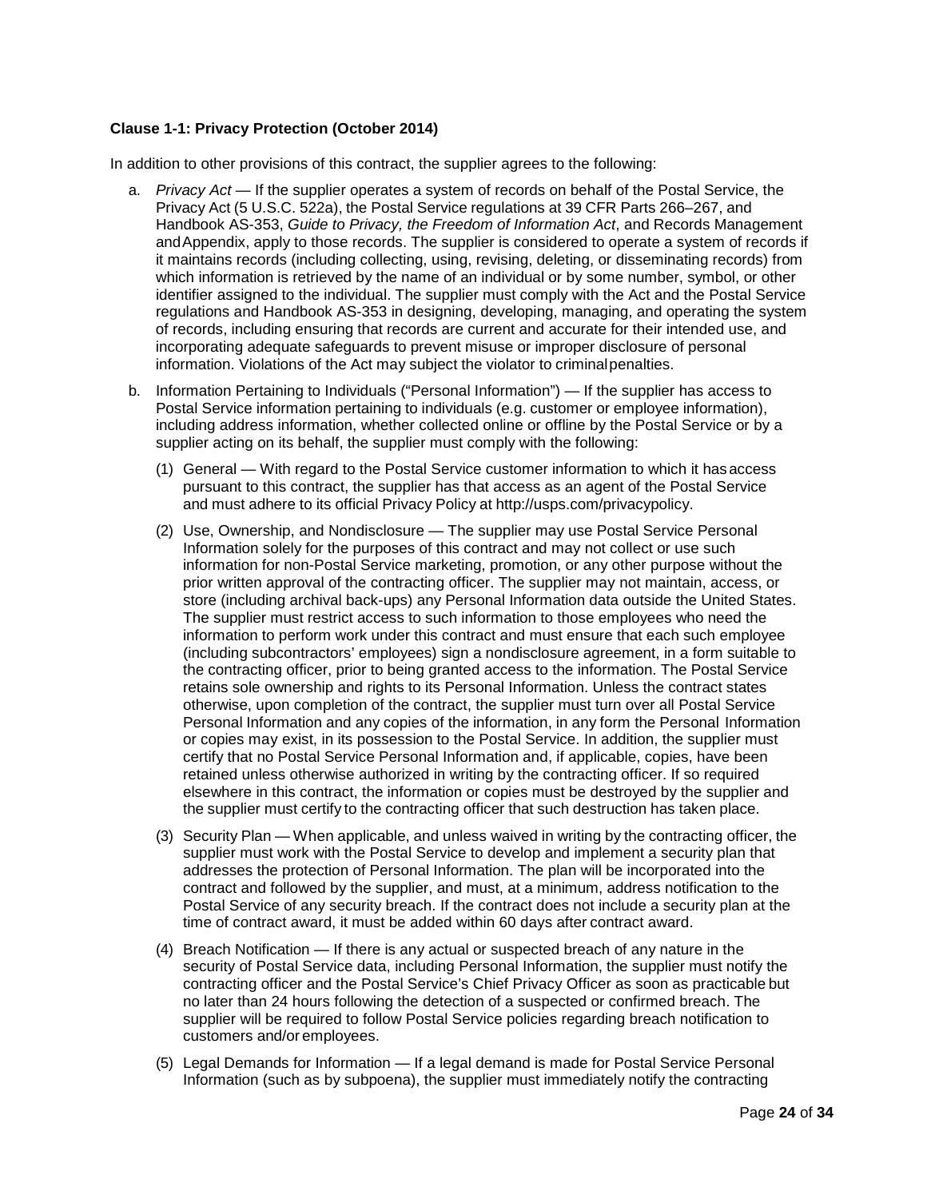**Clause 1-1: Privacy Protection (October 2014)**

In addition to other provisions of this contract, the supplier agrees to the following:

a. *Privacy Act* — If the supplier operates a system of records on behalf of the Postal Service, the Privacy Act (5 U.S.C. 522a), the Postal Service regulations at 39 CFR Parts 266–267, and Handbook AS-353, *Guide to Privacy, the Freedom of Information Act*, and Records Management and Appendix, apply to those records. The supplier is considered to operate a system of records if it maintains records (including collecting, using, revising, deleting, or disseminating records) from which information is retrieved by the name of an individual or by some number, symbol, or other identifier assigned to the individual. The supplier must comply with the Act and the Postal Service regulations and Handbook AS-353 in designing, developing, managing, and operating the system of records, including ensuring that records are current and accurate for their intended use, and incorporating adequate safeguards to prevent misuse or improper disclosure of personal information. Violations of the Act may subject the violator to criminal penalties.

b. Information Pertaining to Individuals ("Personal Information") — If the supplier has access to Postal Service information pertaining to individuals (e.g. customer or employee information), including address information, whether collected online or offline by the Postal Service or by a supplier acting on its behalf, the supplier must comply with the following:

   (1) General — With regard to the Postal Service customer information to which it has access pursuant to this contract, the supplier has that access as an agent of the Postal Service and must adhere to its official Privacy Policy at http://usps.com/privacypolicy.

   (2) Use, Ownership, and Nondisclosure — The supplier may use Postal Service Personal Information solely for the purposes of this contract and may not collect or use such information for non-Postal Service marketing, promotion, or any other purpose without the prior written approval of the contracting officer. The supplier may not maintain, access, or store (including archival back-ups) any Personal Information data outside the United States. The supplier must restrict access to such information to those employees who need the information to perform work under this contract and must ensure that each such employee (including subcontractors' employees) sign a nondisclosure agreement, in a form suitable to the contracting officer, prior to being granted access to the information. The Postal Service retains sole ownership and rights to its Personal Information. Unless the contract states otherwise, upon completion of the contract, the supplier must turn over all Postal Service Personal Information and any copies of the information, in any form the Personal Information or copies may exist, in its possession to the Postal Service. In addition, the supplier must certify that no Postal Service Personal Information and, if applicable, copies, have been retained unless otherwise authorized in writing by the contracting officer. If so required elsewhere in this contract, the information or copies must be destroyed by the supplier and the supplier must certify to the contracting officer that such destruction has taken place.

   (3) Security Plan — When applicable, and unless waived in writing by the contracting officer, the supplier must work with the Postal Service to develop and implement a security plan that addresses the protection of Personal Information. The plan will be incorporated into the contract and followed by the supplier, and must, at a minimum, address notification to the Postal Service of any security breach. If the contract does not include a security plan at the time of contract award, it must be added within 60 days after contract award.

   (4) Breach Notification — If there is any actual or suspected breach of any nature in the security of Postal Service data, including Personal Information, the supplier must notify the contracting officer and the Postal Service's Chief Privacy Officer as soon as practicable but no later than 24 hours following the detection of a suspected or confirmed breach. The supplier will be required to follow Postal Service policies regarding breach notification to customers and/or employees.

   (5) Legal Demands for Information — If a legal demand is made for Postal Service Personal Information (such as by subpoena), the supplier must immediately notify the contracting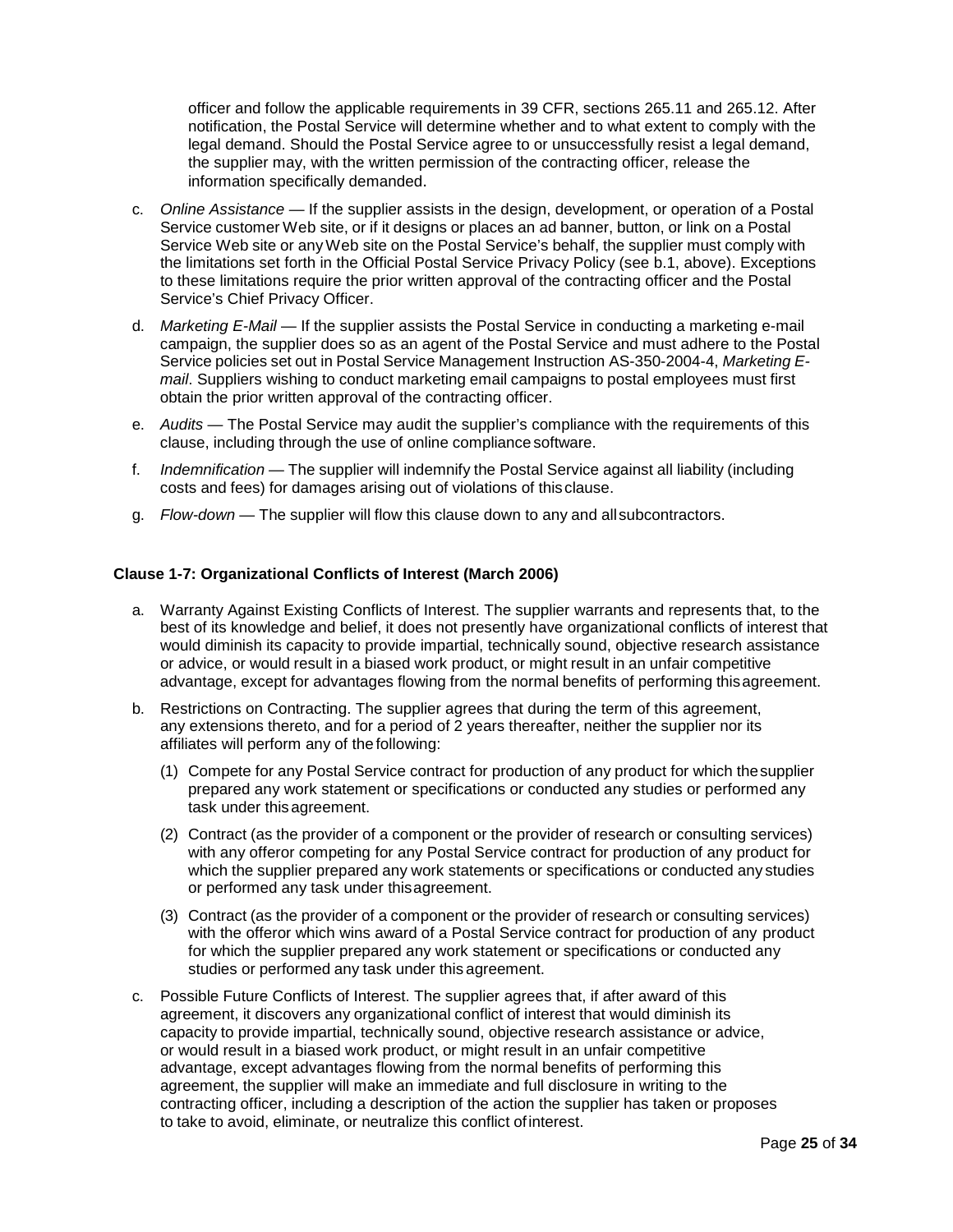officer and follow the applicable requirements in 39 CFR, sections 265.11 and 265.12. After notification, the Postal Service will determine whether and to what extent to comply with the legal demand. Should the Postal Service agree to or unsuccessfully resist a legal demand, the supplier may, with the written permission of the contracting officer, release the information specifically demanded.

c. *Online Assistance* — If the supplier assists in the design, development, or operation of a Postal Service customer Web site, or if it designs or places an ad banner, button, or link on a Postal Service Web site or any Web site on the Postal Service's behalf, the supplier must comply with the limitations set forth in the Official Postal Service Privacy Policy (see b.1, above). Exceptions to these limitations require the prior written approval of the contracting officer and the Postal Service's Chief Privacy Officer.

d. *Marketing E-Mail* — If the supplier assists the Postal Service in conducting a marketing e-mail campaign, the supplier does so as an agent of the Postal Service and must adhere to the Postal Service policies set out in Postal Service Management Instruction AS-350-2004-4, *Marketing E-mail*. Suppliers wishing to conduct marketing email campaigns to postal employees must first obtain the prior written approval of the contracting officer.

e. *Audits* — The Postal Service may audit the supplier's compliance with the requirements of this clause, including through the use of online compliance software.

f. *Indemnification* — The supplier will indemnify the Postal Service against all liability (including costs and fees) for damages arising out of violations of this clause.

g. *Flow-down* — The supplier will flow this clause down to any and all subcontractors.

### Clause 1-7: Organizational Conflicts of Interest (March 2006)

a. Warranty Against Existing Conflicts of Interest. The supplier warrants and represents that, to the best of its knowledge and belief, it does not presently have organizational conflicts of interest that would diminish its capacity to provide impartial, technically sound, objective research assistance or advice, or would result in a biased work product, or might result in an unfair competitive advantage, except for advantages flowing from the normal benefits of performing this agreement.

b. Restrictions on Contracting. The supplier agrees that during the term of this agreement, any extensions thereto, and for a period of 2 years thereafter, neither the supplier nor its affiliates will perform any of the following:

   (1) Compete for any Postal Service contract for production of any product for which the supplier prepared any work statement or specifications or conducted any studies or performed any task under this agreement.

   (2) Contract (as the provider of a component or the provider of research or consulting services) with any offeror competing for any Postal Service contract for production of any product for which the supplier prepared any work statements or specifications or conducted any studies or performed any task under this agreement.

   (3) Contract (as the provider of a component or the provider of research or consulting services) with the offeror which wins award of a Postal Service contract for production of any product for which the supplier prepared any work statement or specifications or conducted any studies or performed any task under this agreement.

c. Possible Future Conflicts of Interest. The supplier agrees that, if after award of this agreement, it discovers any organizational conflict of interest that would diminish its capacity to provide impartial, technically sound, objective research assistance or advice, or would result in a biased work product, or might result in an unfair competitive advantage, except advantages flowing from the normal benefits of performing this agreement, the supplier will make an immediate and full disclosure in writing to the contracting officer, including a description of the action the supplier has taken or proposes to take to avoid, eliminate, or neutralize this conflict of interest.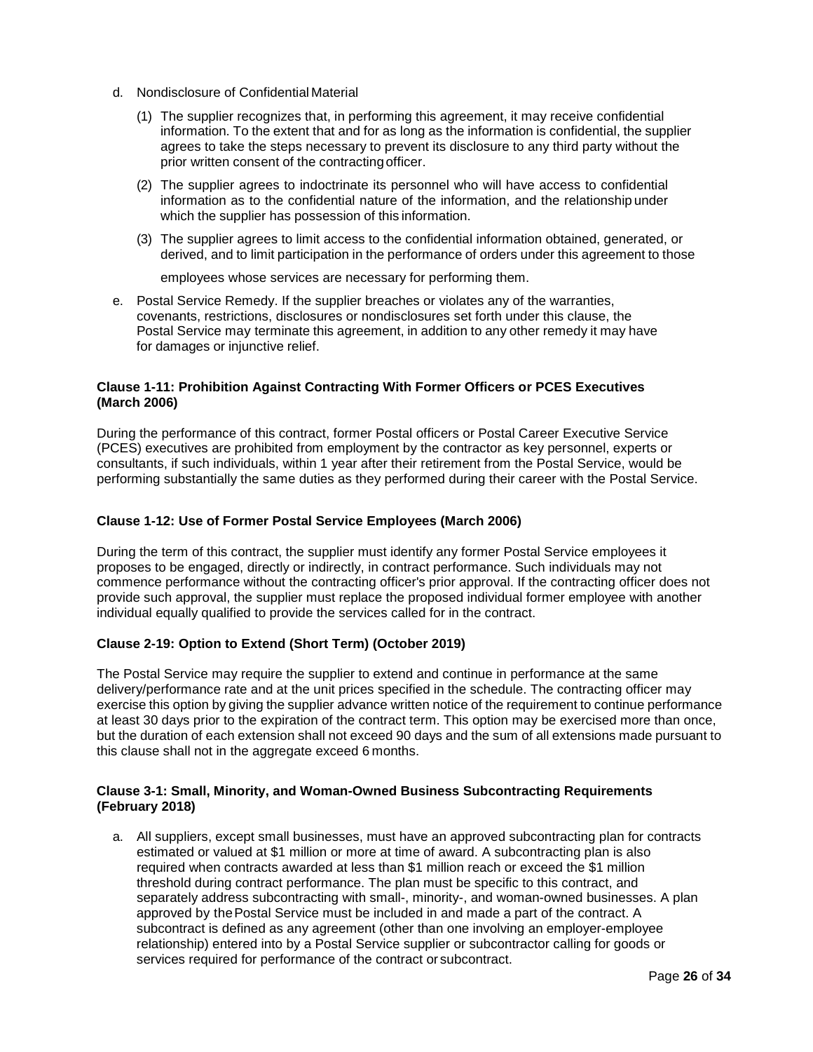d. Nondisclosure of Confidential Material

   (1) The supplier recognizes that, in performing this agreement, it may receive confidential information. To the extent that and for as long as the information is confidential, the supplier agrees to take the steps necessary to prevent its disclosure to any third party without the prior written consent of the contracting officer.

   (2) The supplier agrees to indoctrinate its personnel who will have access to confidential information as to the confidential nature of the information, and the relationship under which the supplier has possession of this information.

   (3) The supplier agrees to limit access to the confidential information obtained, generated, or derived, and to limit participation in the performance of orders under this agreement to those employees whose services are necessary for performing them.

e. Postal Service Remedy. If the supplier breaches or violates any of the warranties, covenants, restrictions, disclosures or nondisclosures set forth under this clause, the Postal Service may terminate this agreement, in addition to any other remedy it may have for damages or injunctive relief.

**Clause 1-11: Prohibition Against Contracting With Former Officers or PCES Executives (March 2006)**

During the performance of this contract, former Postal officers or Postal Career Executive Service (PCES) executives are prohibited from employment by the contractor as key personnel, experts or consultants, if such individuals, within 1 year after their retirement from the Postal Service, would be performing substantially the same duties as they performed during their career with the Postal Service.

**Clause 1-12: Use of Former Postal Service Employees (March 2006)**

During the term of this contract, the supplier must identify any former Postal Service employees it proposes to be engaged, directly or indirectly, in contract performance. Such individuals may not commence performance without the contracting officer's prior approval. If the contracting officer does not provide such approval, the supplier must replace the proposed individual former employee with another individual equally qualified to provide the services called for in the contract.

**Clause 2-19: Option to Extend (Short Term) (October 2019)**

The Postal Service may require the supplier to extend and continue in performance at the same delivery/performance rate and at the unit prices specified in the schedule. The contracting officer may exercise this option by giving the supplier advance written notice of the requirement to continue performance at least 30 days prior to the expiration of the contract term. This option may be exercised more than once, but the duration of each extension shall not exceed 90 days and the sum of all extensions made pursuant to this clause shall not in the aggregate exceed 6 months.

**Clause 3-1: Small, Minority, and Woman-Owned Business Subcontracting Requirements (February 2018)**

a. All suppliers, except small businesses, must have an approved subcontracting plan for contracts estimated or valued at $1 million or more at time of award. A subcontracting plan is also required when contracts awarded at less than $1 million reach or exceed the $1 million threshold during contract performance. The plan must be specific to this contract, and separately address subcontracting with small-, minority-, and woman-owned businesses. A plan approved by the Postal Service must be included in and made a part of the contract. A subcontract is defined as any agreement (other than one involving an employer-employee relationship) entered into by a Postal Service supplier or subcontractor calling for goods or services required for performance of the contract or subcontract.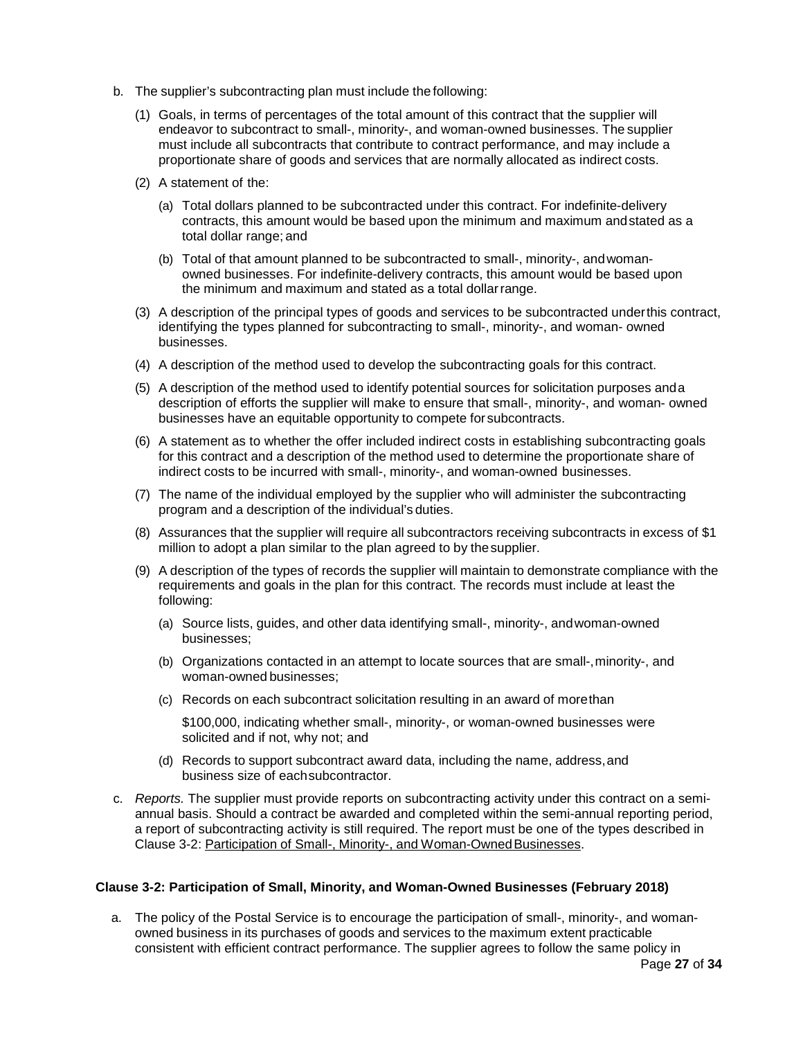b. The supplier's subcontracting plan must include the following:

   (1) Goals, in terms of percentages of the total amount of this contract that the supplier will endeavor to subcontract to small-, minority-, and woman-owned businesses. The supplier must include all subcontracts that contribute to contract performance, and may include a proportionate share of goods and services that are normally allocated as indirect costs.

   (2) A statement of the:

      (a) Total dollars planned to be subcontracted under this contract. For indefinite-delivery contracts, this amount would be based upon the minimum and maximum and stated as a total dollar range; and

      (b) Total of that amount planned to be subcontracted to small-, minority-, and woman-owned businesses. For indefinite-delivery contracts, this amount would be based upon the minimum and maximum and stated as a total dollar range.

   (3) A description of the principal types of goods and services to be subcontracted under this contract, identifying the types planned for subcontracting to small-, minority-, and woman- owned businesses.

   (4) A description of the method used to develop the subcontracting goals for this contract.

   (5) A description of the method used to identify potential sources for solicitation purposes and a description of efforts the supplier will make to ensure that small-, minority-, and woman- owned businesses have an equitable opportunity to compete for subcontracts.

   (6) A statement as to whether the offer included indirect costs in establishing subcontracting goals for this contract and a description of the method used to determine the proportionate share of indirect costs to be incurred with small-, minority-, and woman-owned businesses.

   (7) The name of the individual employed by the supplier who will administer the subcontracting program and a description of the individual's duties.

   (8) Assurances that the supplier will require all subcontractors receiving subcontracts in excess of $1 million to adopt a plan similar to the plan agreed to by the supplier.

   (9) A description of the types of records the supplier will maintain to demonstrate compliance with the requirements and goals in the plan for this contract. The records must include at least the following:

      (a) Source lists, guides, and other data identifying small-, minority-, and woman-owned businesses;

      (b) Organizations contacted in an attempt to locate sources that are small-, minority-, and woman-owned businesses;

      (c) Records on each subcontract solicitation resulting in an award of more than $100,000, indicating whether small-, minority-, or woman-owned businesses were solicited and if not, why not; and

      (d) Records to support subcontract award data, including the name, address, and business size of each subcontractor.

c. *Reports.* The supplier must provide reports on subcontracting activity under this contract on a semi-annual basis. Should a contract be awarded and completed within the semi-annual reporting period, a report of subcontracting activity is still required. The report must be one of the types described in Clause 3-2: Participation of Small-, Minority-, and Woman-Owned Businesses.

#### Clause 3-2: Participation of Small, Minority, and Woman-Owned Businesses (February 2018)

a. The policy of the Postal Service is to encourage the participation of small-, minority-, and woman-owned business in its purchases of goods and services to the maximum extent practicable consistent with efficient contract performance. The supplier agrees to follow the same policy in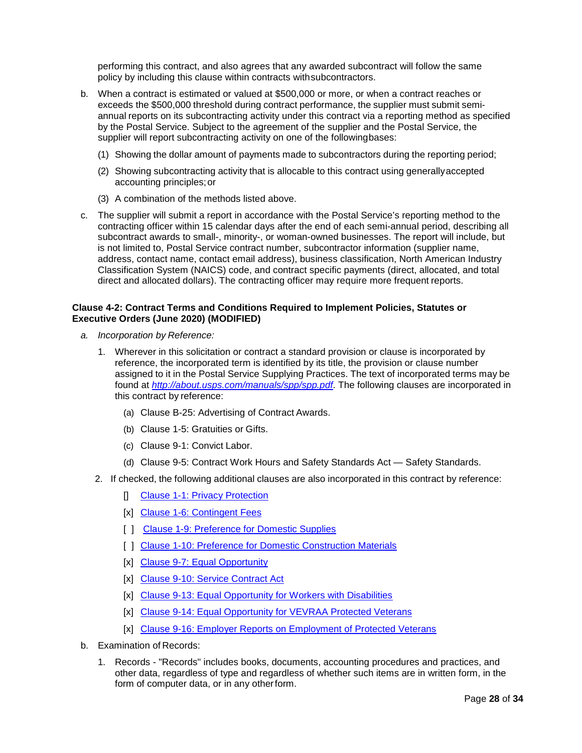performing this contract, and also agrees that any awarded subcontract will follow the same policy by including this clause within contracts with subcontractors.

b. When a contract is estimated or valued at $500,000 or more, or when a contract reaches or exceeds the $500,000 threshold during contract performance, the supplier must submit semi-annual reports on its subcontracting activity under this contract via a reporting method as specified by the Postal Service. Subject to the agreement of the supplier and the Postal Service, the supplier will report subcontracting activity on one of the following bases:

   (1) Showing the dollar amount of payments made to subcontractors during the reporting period;

   (2) Showing subcontracting activity that is allocable to this contract using generally accepted accounting principles; or

   (3) A combination of the methods listed above.

c. The supplier will submit a report in accordance with the Postal Service's reporting method to the contracting officer within 15 calendar days after the end of each semi-annual period, describing all subcontract awards to small-, minority-, or woman-owned businesses. The report will include, but is not limited to, Postal Service contract number, subcontractor information (supplier name, address, contact name, contact email address), business classification, North American Industry Classification System (NAICS) code, and contract specific payments (direct, allocated, and total direct and allocated dollars). The contracting officer may require more frequent reports.

**Clause 4-2: Contract Terms and Conditions Required to Implement Policies, Statutes or Executive Orders (June 2020) (MODIFIED)**

*a. Incorporation by Reference:*

1. Wherever in this solicitation or contract a standard provision or clause is incorporated by reference, the incorporated term is identified by its title, the provision or clause number assigned to it in the Postal Service Supplying Practices. The text of incorporated terms may be found at *http://about.usps.com/manuals/spp/spp.pdf*. The following clauses are incorporated in this contract by reference:

   (a) Clause B-25: Advertising of Contract Awards.

   (b) Clause 1-5: Gratuities or Gifts.

   (c) Clause 9-1: Convict Labor.

   (d) Clause 9-5: Contract Work Hours and Safety Standards Act — Safety Standards.

2. If checked, the following additional clauses are also incorporated in this contract by reference:

   [] Clause 1-1: Privacy Protection

   [x] Clause 1-6: Contingent Fees

   [ ] Clause 1-9: Preference for Domestic Supplies

   [ ] Clause 1-10: Preference for Domestic Construction Materials

   [x] Clause 9-7: Equal Opportunity

   [x] Clause 9-10: Service Contract Act

   [x] Clause 9-13: Equal Opportunity for Workers with Disabilities

   [x] Clause 9-14: Equal Opportunity for VEVRAA Protected Veterans

   [x] Clause 9-16: Employer Reports on Employment of Protected Veterans

b. Examination of Records:

1. Records - "Records" includes books, documents, accounting procedures and practices, and other data, regardless of type and regardless of whether such items are in written form, in the form of computer data, or in any other form.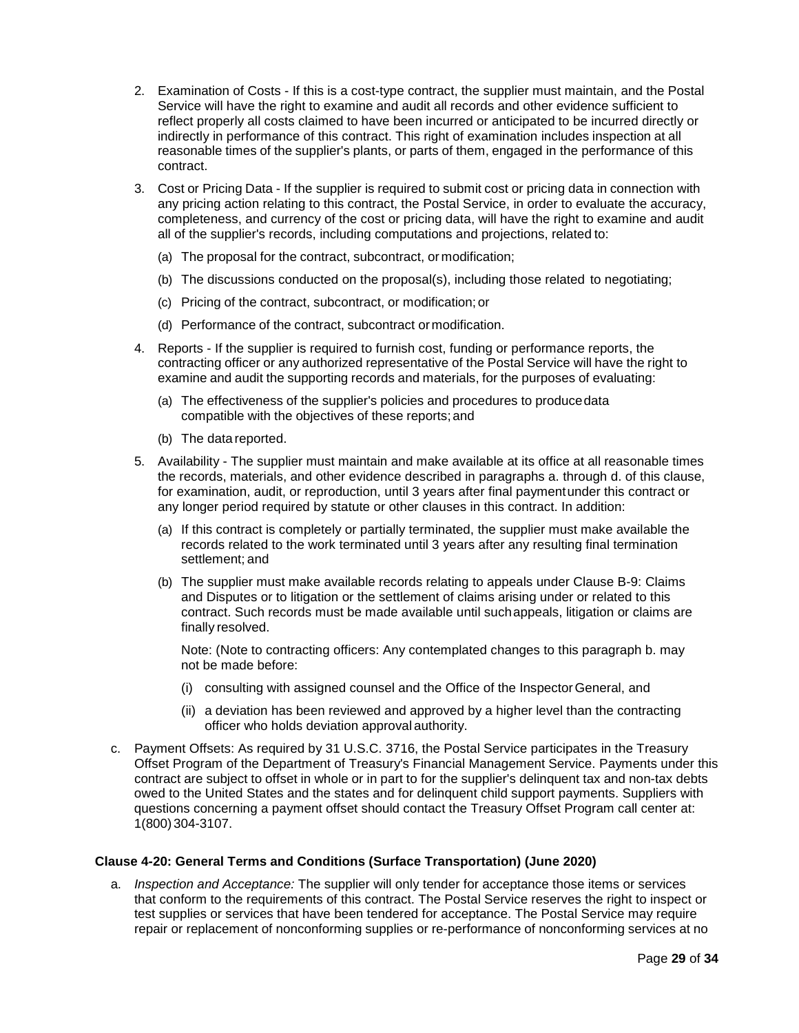2. Examination of Costs - If this is a cost-type contract, the supplier must maintain, and the Postal Service will have the right to examine and audit all records and other evidence sufficient to reflect properly all costs claimed to have been incurred or anticipated to be incurred directly or indirectly in performance of this contract. This right of examination includes inspection at all reasonable times of the supplier's plants, or parts of them, engaged in the performance of this contract.

3. Cost or Pricing Data - If the supplier is required to submit cost or pricing data in connection with any pricing action relating to this contract, the Postal Service, in order to evaluate the accuracy, completeness, and currency of the cost or pricing data, will have the right to examine and audit all of the supplier's records, including computations and projections, related to:

   (a) The proposal for the contract, subcontract, or modification;

   (b) The discussions conducted on the proposal(s), including those related to negotiating;

   (c) Pricing of the contract, subcontract, or modification; or

   (d) Performance of the contract, subcontract or modification.

4. Reports - If the supplier is required to furnish cost, funding or performance reports, the contracting officer or any authorized representative of the Postal Service will have the right to examine and audit the supporting records and materials, for the purposes of evaluating:

   (a) The effectiveness of the supplier's policies and procedures to produce data compatible with the objectives of these reports; and

   (b) The data reported.

5. Availability - The supplier must maintain and make available at its office at all reasonable times the records, materials, and other evidence described in paragraphs a. through d. of this clause, for examination, audit, or reproduction, until 3 years after final payment under this contract or any longer period required by statute or other clauses in this contract. In addition:

   (a) If this contract is completely or partially terminated, the supplier must make available the records related to the work terminated until 3 years after any resulting final termination settlement; and

   (b) The supplier must make available records relating to appeals under Clause B-9: Claims and Disputes or to litigation or the settlement of claims arising under or related to this contract. Such records must be made available until such appeals, litigation or claims are finally resolved.

      Note: (Note to contracting officers: Any contemplated changes to this paragraph b. may not be made before:

      (i) consulting with assigned counsel and the Office of the Inspector General, and

      (ii) a deviation has been reviewed and approved by a higher level than the contracting officer who holds deviation approval authority.

c. Payment Offsets: As required by 31 U.S.C. 3716, the Postal Service participates in the Treasury Offset Program of the Department of Treasury's Financial Management Service. Payments under this contract are subject to offset in whole or in part to for the supplier's delinquent tax and non-tax debts owed to the United States and the states and for delinquent child support payments. Suppliers with questions concerning a payment offset should contact the Treasury Offset Program call center at: 1(800) 304-3107.

**Clause 4-20: General Terms and Conditions (Surface Transportation) (June 2020)**

a. *Inspection and Acceptance:* The supplier will only tender for acceptance those items or services that conform to the requirements of this contract. The Postal Service reserves the right to inspect or test supplies or services that have been tendered for acceptance. The Postal Service may require repair or replacement of nonconforming supplies or re-performance of nonconforming services at no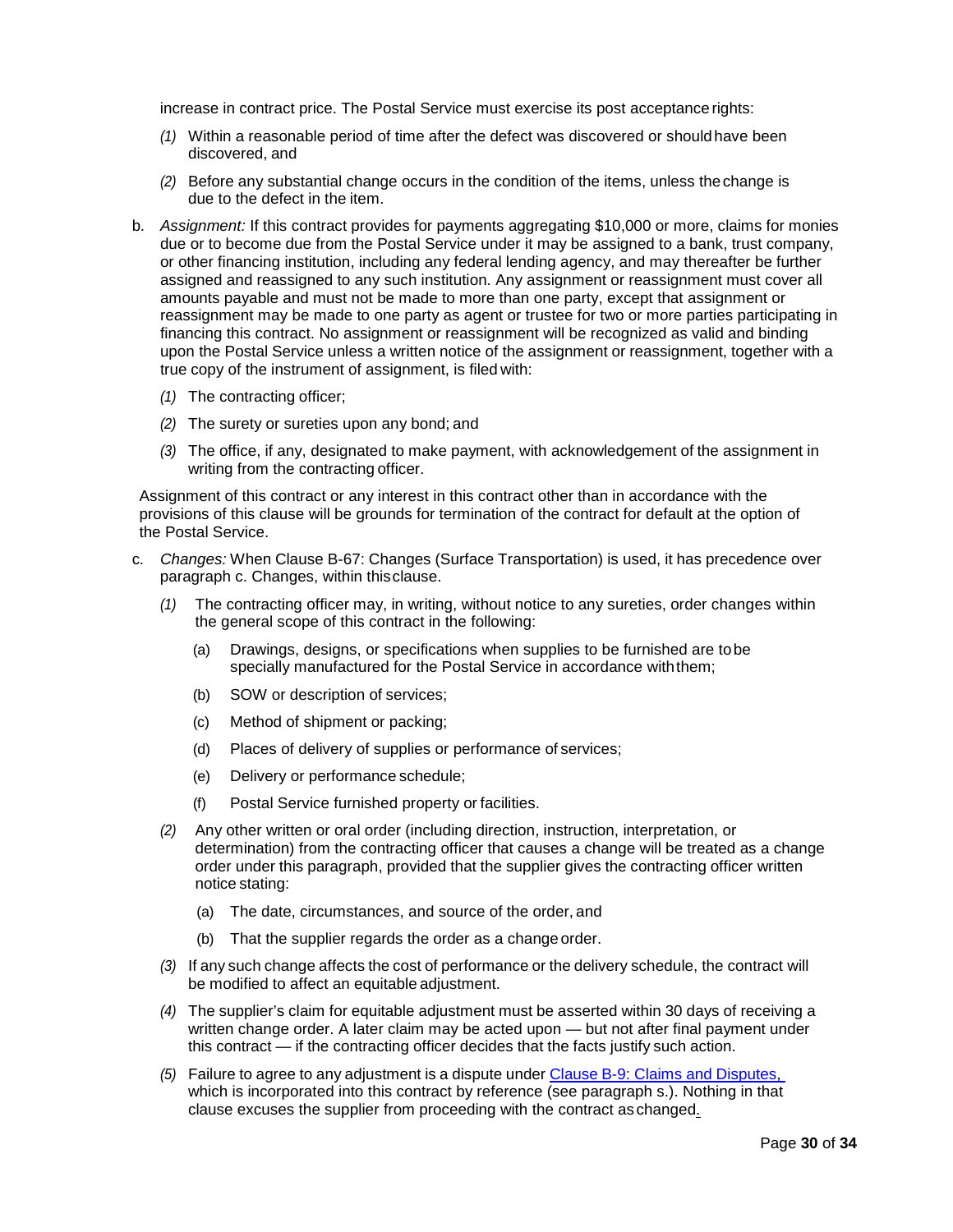increase in contract price. The Postal Service must exercise its post acceptance rights:

*(1)* Within a reasonable period of time after the defect was discovered or should have been discovered, and

*(2)* Before any substantial change occurs in the condition of the items, unless the change is due to the defect in the item.

b. *Assignment:* If this contract provides for payments aggregating $10,000 or more, claims for monies due or to become due from the Postal Service under it may be assigned to a bank, trust company, or other financing institution, including any federal lending agency, and may thereafter be further assigned and reassigned to any such institution. Any assignment or reassignment must cover all amounts payable and must not be made to more than one party, except that assignment or reassignment may be made to one party as agent or trustee for two or more parties participating in financing this contract. No assignment or reassignment will be recognized as valid and binding upon the Postal Service unless a written notice of the assignment or reassignment, together with a true copy of the instrument of assignment, is filed with:

*(1)* The contracting officer;

*(2)* The surety or sureties upon any bond; and

*(3)* The office, if any, designated to make payment, with acknowledgement of the assignment in writing from the contracting officer.

Assignment of this contract or any interest in this contract other than in accordance with the provisions of this clause will be grounds for termination of the contract for default at the option of the Postal Service.

c. *Changes:* When Clause B-67: Changes (Surface Transportation) is used, it has precedence over paragraph c. Changes, within this clause.

*(1)* The contracting officer may, in writing, without notice to any sureties, order changes within the general scope of this contract in the following:

(a) Drawings, designs, or specifications when supplies to be furnished are to be specially manufactured for the Postal Service in accordance with them;

(b) SOW or description of services;

(c) Method of shipment or packing;

(d) Places of delivery of supplies or performance of services;

(e) Delivery or performance schedule;

(f) Postal Service furnished property or facilities.

*(2)* Any other written or oral order (including direction, instruction, interpretation, or determination) from the contracting officer that causes a change will be treated as a change order under this paragraph, provided that the supplier gives the contracting officer written notice stating:

(a) The date, circumstances, and source of the order, and

(b) That the supplier regards the order as a change order.

*(3)* If any such change affects the cost of performance or the delivery schedule, the contract will be modified to affect an equitable adjustment.

*(4)* The supplier's claim for equitable adjustment must be asserted within 30 days of receiving a written change order. A later claim may be acted upon — but not after final payment under this contract — if the contracting officer decides that the facts justify such action.

*(5)* Failure to agree to any adjustment is a dispute under Clause B-9: Claims and Disputes, which is incorporated into this contract by reference (see paragraph s.). Nothing in that clause excuses the supplier from proceeding with the contract as changed.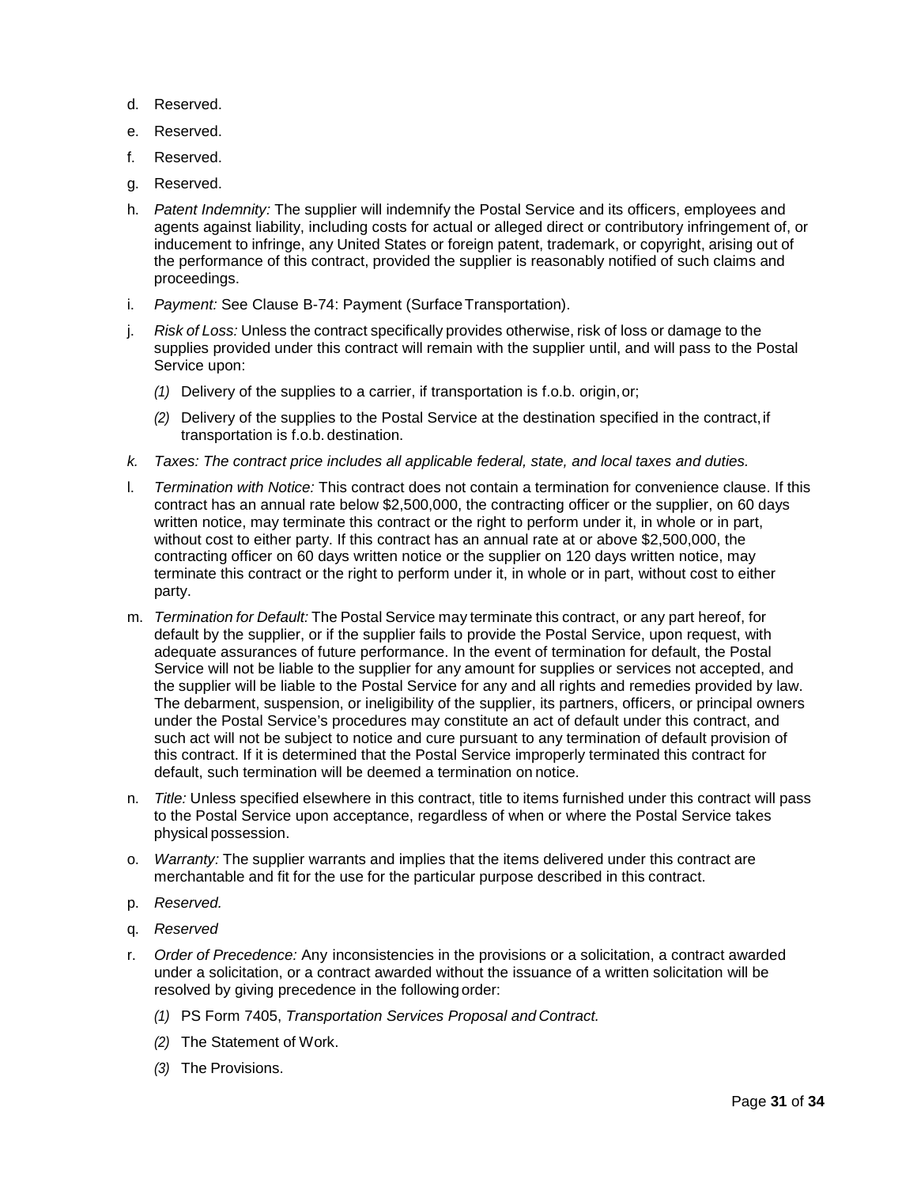d. Reserved.

e. Reserved.

f. Reserved.

g. Reserved.

h. *Patent Indemnity:* The supplier will indemnify the Postal Service and its officers, employees and agents against liability, including costs for actual or alleged direct or contributory infringement of, or inducement to infringe, any United States or foreign patent, trademark, or copyright, arising out of the performance of this contract, provided the supplier is reasonably notified of such claims and proceedings.

i. *Payment:* See Clause B-74: Payment (Surface Transportation).

j. *Risk of Loss:* Unless the contract specifically provides otherwise, risk of loss or damage to the supplies provided under this contract will remain with the supplier until, and will pass to the Postal Service upon:

   *(1)* Delivery of the supplies to a carrier, if transportation is f.o.b. origin, or;

   *(2)* Delivery of the supplies to the Postal Service at the destination specified in the contract, if transportation is f.o.b. destination.

*k. Taxes: The contract price includes all applicable federal, state, and local taxes and duties.*

l. *Termination with Notice:* This contract does not contain a termination for convenience clause. If this contract has an annual rate below $2,500,000, the contracting officer or the supplier, on 60 days written notice, may terminate this contract or the right to perform under it, in whole or in part, without cost to either party. If this contract has an annual rate at or above $2,500,000, the contracting officer on 60 days written notice or the supplier on 120 days written notice, may terminate this contract or the right to perform under it, in whole or in part, without cost to either party.

m. *Termination for Default:* The Postal Service may terminate this contract, or any part hereof, for default by the supplier, or if the supplier fails to provide the Postal Service, upon request, with adequate assurances of future performance. In the event of termination for default, the Postal Service will not be liable to the supplier for any amount for supplies or services not accepted, and the supplier will be liable to the Postal Service for any and all rights and remedies provided by law. The debarment, suspension, or ineligibility of the supplier, its partners, officers, or principal owners under the Postal Service's procedures may constitute an act of default under this contract, and such act will not be subject to notice and cure pursuant to any termination of default provision of this contract. If it is determined that the Postal Service improperly terminated this contract for default, such termination will be deemed a termination on notice.

n. *Title:* Unless specified elsewhere in this contract, title to items furnished under this contract will pass to the Postal Service upon acceptance, regardless of when or where the Postal Service takes physical possession.

o. *Warranty:* The supplier warrants and implies that the items delivered under this contract are merchantable and fit for the use for the particular purpose described in this contract.

p. *Reserved.*

q. *Reserved*

r. *Order of Precedence:* Any inconsistencies in the provisions or a solicitation, a contract awarded under a solicitation, or a contract awarded without the issuance of a written solicitation will be resolved by giving precedence in the following order:

   *(1)* PS Form 7405, *Transportation Services Proposal and Contract.*

   *(2)* The Statement of Work.

   *(3)* The Provisions.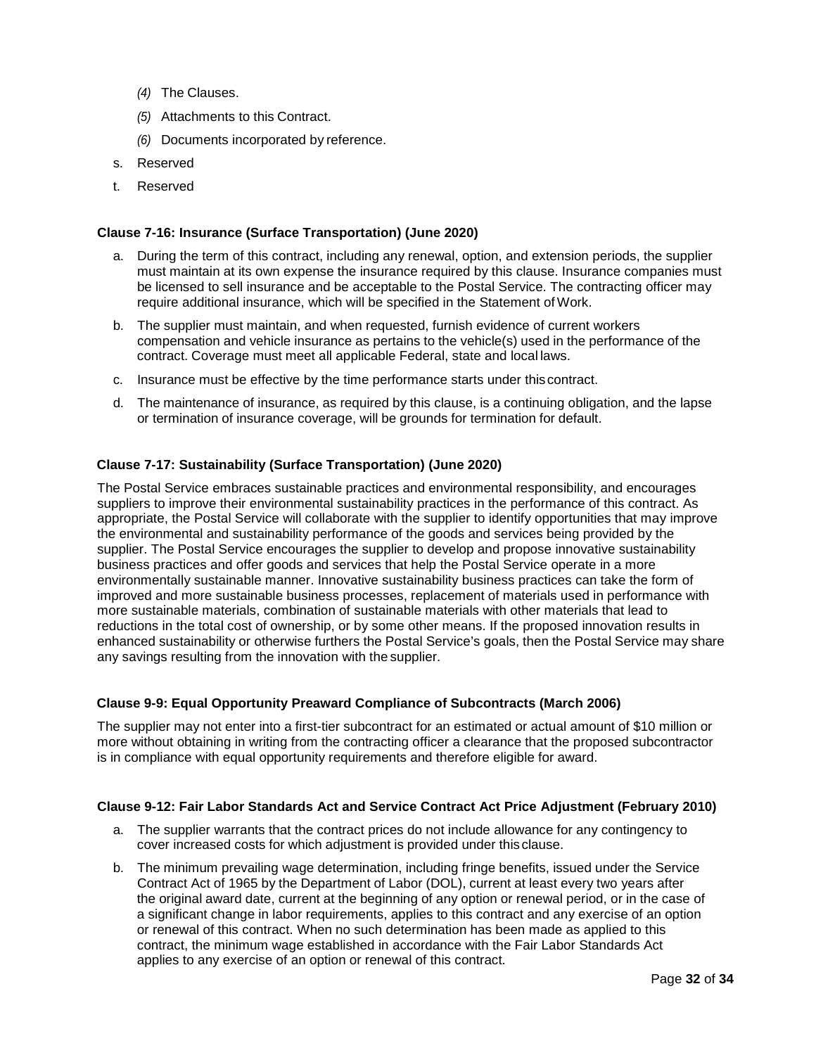*(4)* The Clauses.

   *(5)* Attachments to this Contract.

   *(6)* Documents incorporated by reference.

s. Reserved

t. Reserved

**Clause 7-16: Insurance (Surface Transportation) (June 2020)**

a. During the term of this contract, including any renewal, option, and extension periods, the supplier must maintain at its own expense the insurance required by this clause. Insurance companies must be licensed to sell insurance and be acceptable to the Postal Service. The contracting officer may require additional insurance, which will be specified in the Statement of Work.

b. The supplier must maintain, and when requested, furnish evidence of current workers compensation and vehicle insurance as pertains to the vehicle(s) used in the performance of the contract. Coverage must meet all applicable Federal, state and local laws.

c. Insurance must be effective by the time performance starts under this contract.

d. The maintenance of insurance, as required by this clause, is a continuing obligation, and the lapse or termination of insurance coverage, will be grounds for termination for default.

**Clause 7-17: Sustainability (Surface Transportation) (June 2020)**

The Postal Service embraces sustainable practices and environmental responsibility, and encourages suppliers to improve their environmental sustainability practices in the performance of this contract. As appropriate, the Postal Service will collaborate with the supplier to identify opportunities that may improve the environmental and sustainability performance of the goods and services being provided by the supplier. The Postal Service encourages the supplier to develop and propose innovative sustainability business practices and offer goods and services that help the Postal Service operate in a more environmentally sustainable manner. Innovative sustainability business practices can take the form of improved and more sustainable business processes, replacement of materials used in performance with more sustainable materials, combination of sustainable materials with other materials that lead to reductions in the total cost of ownership, or by some other means. If the proposed innovation results in enhanced sustainability or otherwise furthers the Postal Service's goals, then the Postal Service may share any savings resulting from the innovation with the supplier.

**Clause 9-9: Equal Opportunity Preaward Compliance of Subcontracts (March 2006)**

The supplier may not enter into a first-tier subcontract for an estimated or actual amount of $10 million or more without obtaining in writing from the contracting officer a clearance that the proposed subcontractor is in compliance with equal opportunity requirements and therefore eligible for award.

**Clause 9-12: Fair Labor Standards Act and Service Contract Act Price Adjustment (February 2010)**

a. The supplier warrants that the contract prices do not include allowance for any contingency to cover increased costs for which adjustment is provided under this clause.

b. The minimum prevailing wage determination, including fringe benefits, issued under the Service Contract Act of 1965 by the Department of Labor (DOL), current at least every two years after the original award date, current at the beginning of any option or renewal period, or in the case of a significant change in labor requirements, applies to this contract and any exercise of an option or renewal of this contract. When no such determination has been made as applied to this contract, the minimum wage established in accordance with the Fair Labor Standards Act applies to any exercise of an option or renewal of this contract.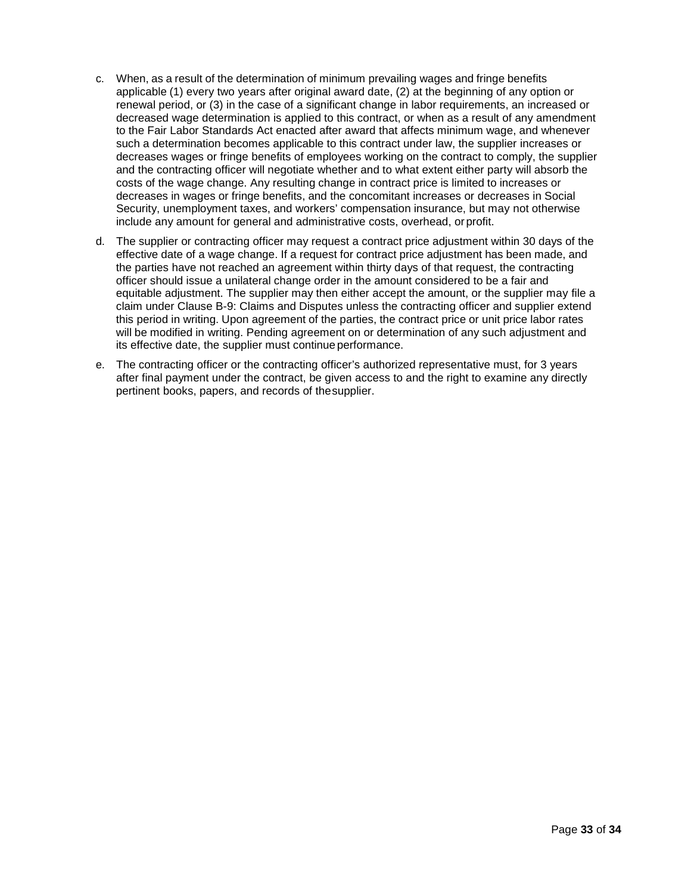c. When, as a result of the determination of minimum prevailing wages and fringe benefits applicable (1) every two years after original award date, (2) at the beginning of any option or renewal period, or (3) in the case of a significant change in labor requirements, an increased or decreased wage determination is applied to this contract, or when as a result of any amendment to the Fair Labor Standards Act enacted after award that affects minimum wage, and whenever such a determination becomes applicable to this contract under law, the supplier increases or decreases wages or fringe benefits of employees working on the contract to comply, the supplier and the contracting officer will negotiate whether and to what extent either party will absorb the costs of the wage change. Any resulting change in contract price is limited to increases or decreases in wages or fringe benefits, and the concomitant increases or decreases in Social Security, unemployment taxes, and workers' compensation insurance, but may not otherwise include any amount for general and administrative costs, overhead, or profit.

d. The supplier or contracting officer may request a contract price adjustment within 30 days of the effective date of a wage change. If a request for contract price adjustment has been made, and the parties have not reached an agreement within thirty days of that request, the contracting officer should issue a unilateral change order in the amount considered to be a fair and equitable adjustment. The supplier may then either accept the amount, or the supplier may file a claim under Clause B-9: Claims and Disputes unless the contracting officer and supplier extend this period in writing. Upon agreement of the parties, the contract price or unit price labor rates will be modified in writing. Pending agreement on or determination of any such adjustment and its effective date, the supplier must continue performance.

e. The contracting officer or the contracting officer's authorized representative must, for 3 years after final payment under the contract, be given access to and the right to examine any directly pertinent books, papers, and records of the supplier.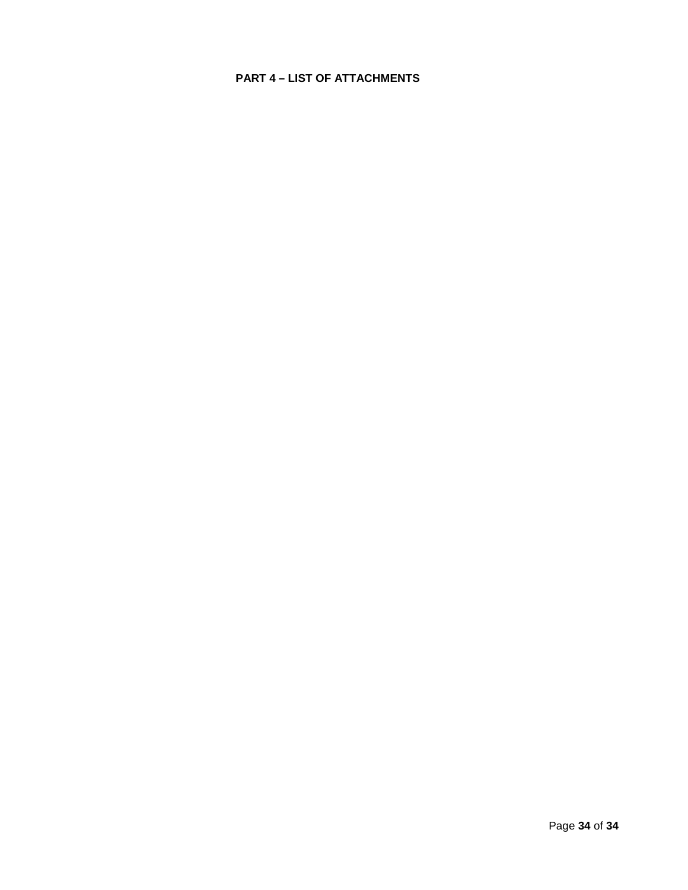## PART 4 – LIST OF ATTACHMENTS